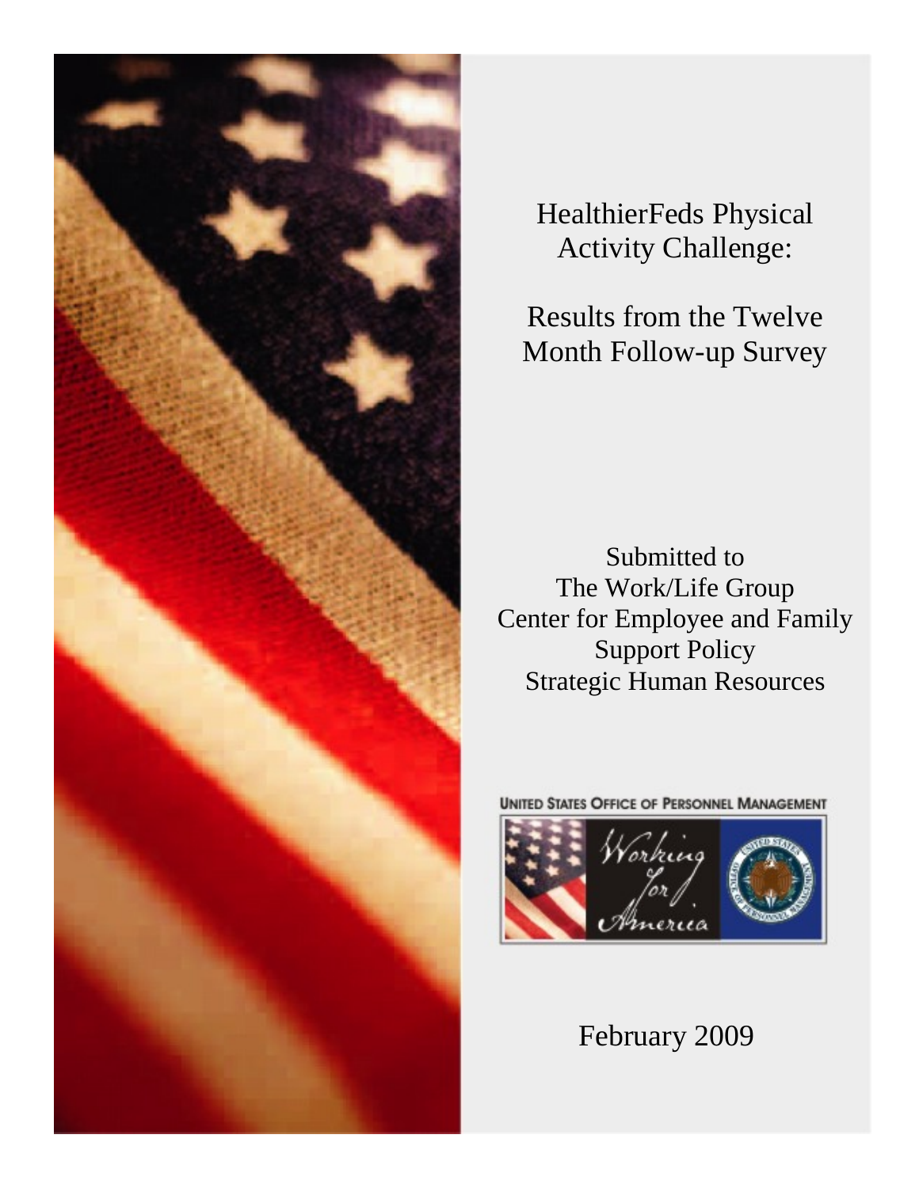# HealthierFeds Physical Activity Challenge:

# Results from the Twelve Month Follow-up Survey

Submitted to
The Work/Life Group
Center for Employee and Family Support Policy
Strategic Human Resources

UNITED STATES OFFICE OF PERSONNEL MANAGEMENT

Working for America

February 2009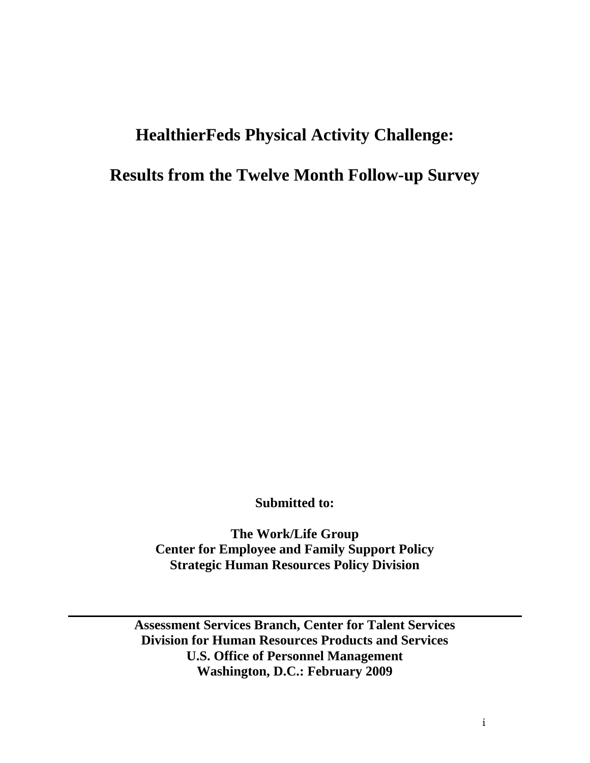# HealthierFeds Physical Activity Challenge:

# Results from the Twelve Month Follow-up Survey

**Submitted to:**

**The Work/Life Group**
**Center for Employee and Family Support Policy**
**Strategic Human Resources Policy Division**

---

**Assessment Services Branch, Center for Talent Services**
**Division for Human Resources Products and Services**
**U.S. Office of Personnel Management**
**Washington, D.C.: February 2009**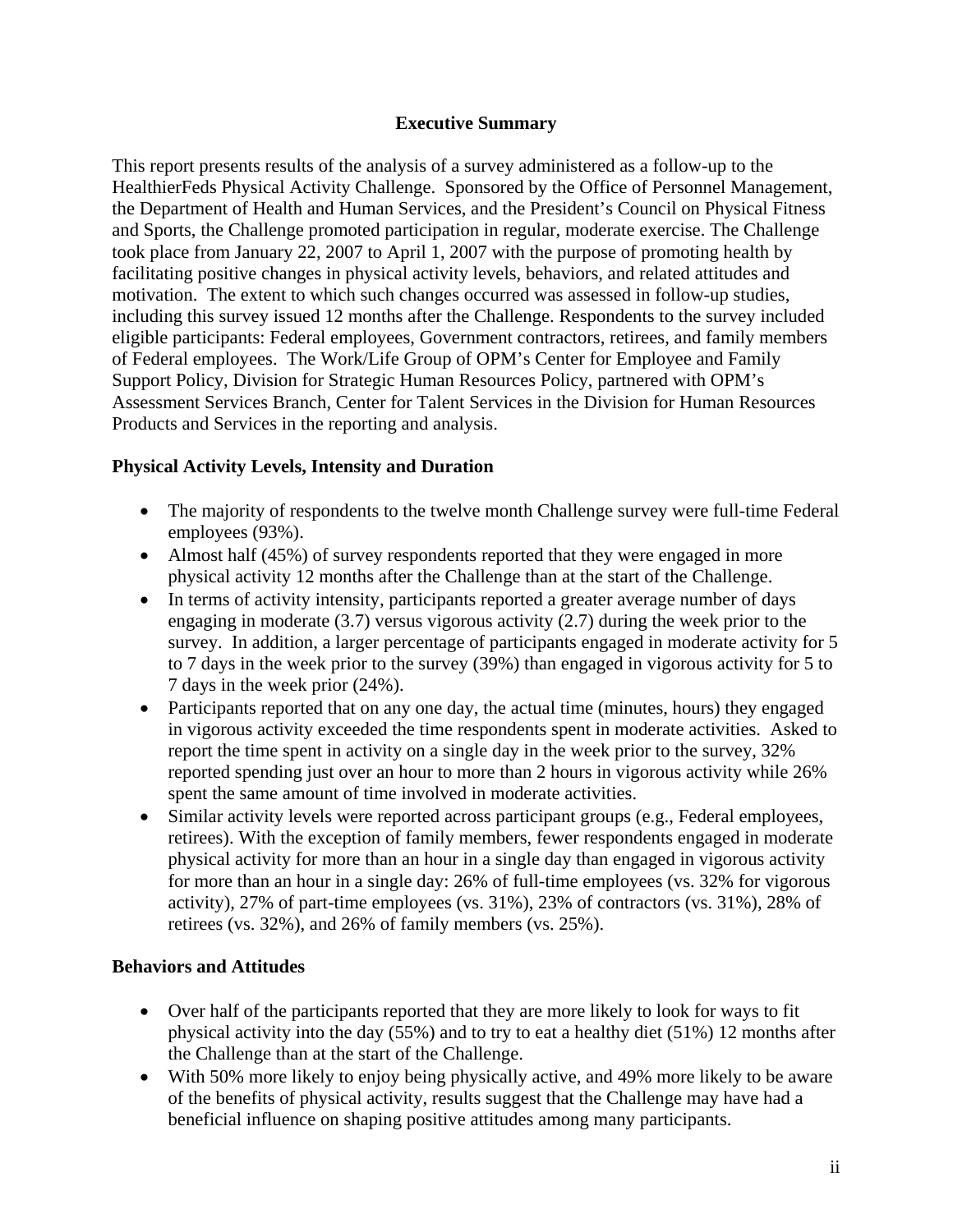## Executive Summary

This report presents results of the analysis of a survey administered as a follow-up to the HealthierFeds Physical Activity Challenge. Sponsored by the Office of Personnel Management, the Department of Health and Human Services, and the President's Council on Physical Fitness and Sports, the Challenge promoted participation in regular, moderate exercise. The Challenge took place from January 22, 2007 to April 1, 2007 with the purpose of promoting health by facilitating positive changes in physical activity levels, behaviors, and related attitudes and motivation. The extent to which such changes occurred was assessed in follow-up studies, including this survey issued 12 months after the Challenge. Respondents to the survey included eligible participants: Federal employees, Government contractors, retirees, and family members of Federal employees. The Work/Life Group of OPM's Center for Employee and Family Support Policy, Division for Strategic Human Resources Policy, partnered with OPM's Assessment Services Branch, Center for Talent Services in the Division for Human Resources Products and Services in the reporting and analysis.

### Physical Activity Levels, Intensity and Duration

- The majority of respondents to the twelve month Challenge survey were full-time Federal employees (93%).
- Almost half (45%) of survey respondents reported that they were engaged in more physical activity 12 months after the Challenge than at the start of the Challenge.
- In terms of activity intensity, participants reported a greater average number of days engaging in moderate (3.7) versus vigorous activity (2.7) during the week prior to the survey. In addition, a larger percentage of participants engaged in moderate activity for 5 to 7 days in the week prior to the survey (39%) than engaged in vigorous activity for 5 to 7 days in the week prior (24%).
- Participants reported that on any one day, the actual time (minutes, hours) they engaged in vigorous activity exceeded the time respondents spent in moderate activities. Asked to report the time spent in activity on a single day in the week prior to the survey, 32% reported spending just over an hour to more than 2 hours in vigorous activity while 26% spent the same amount of time involved in moderate activities.
- Similar activity levels were reported across participant groups (e.g., Federal employees, retirees). With the exception of family members, fewer respondents engaged in moderate physical activity for more than an hour in a single day than engaged in vigorous activity for more than an hour in a single day: 26% of full-time employees (vs. 32% for vigorous activity), 27% of part-time employees (vs. 31%), 23% of contractors (vs. 31%), 28% of retirees (vs. 32%), and 26% of family members (vs. 25%).

### Behaviors and Attitudes

- Over half of the participants reported that they are more likely to look for ways to fit physical activity into the day (55%) and to try to eat a healthy diet (51%) 12 months after the Challenge than at the start of the Challenge.
- With 50% more likely to enjoy being physically active, and 49% more likely to be aware of the benefits of physical activity, results suggest that the Challenge may have had a beneficial influence on shaping positive attitudes among many participants.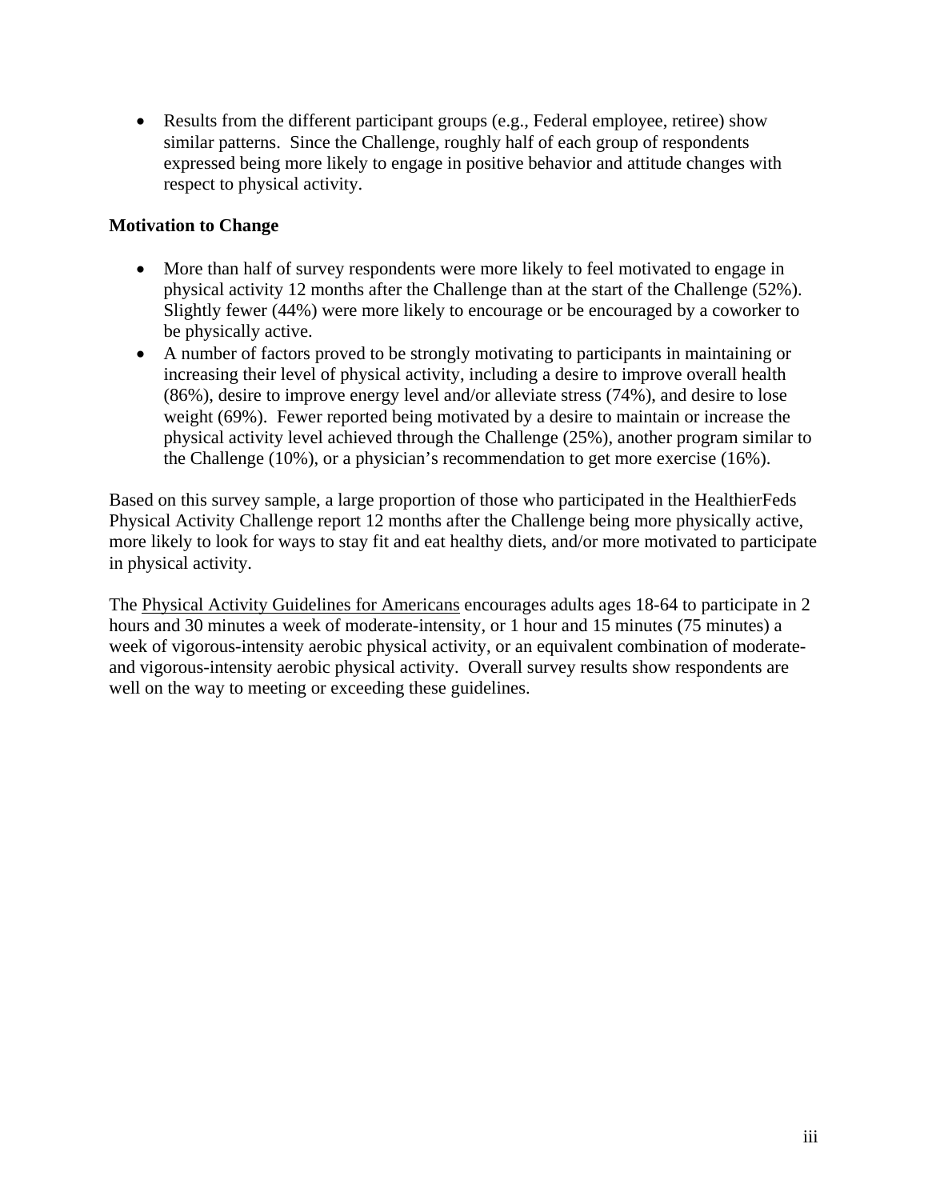- Results from the different participant groups (e.g., Federal employee, retiree) show similar patterns. Since the Challenge, roughly half of each group of respondents expressed being more likely to engage in positive behavior and attitude changes with respect to physical activity.

**Motivation to Change**

- More than half of survey respondents were more likely to feel motivated to engage in physical activity 12 months after the Challenge than at the start of the Challenge (52%). Slightly fewer (44%) were more likely to encourage or be encouraged by a coworker to be physically active.
- A number of factors proved to be strongly motivating to participants in maintaining or increasing their level of physical activity, including a desire to improve overall health (86%), desire to improve energy level and/or alleviate stress (74%), and desire to lose weight (69%). Fewer reported being motivated by a desire to maintain or increase the physical activity level achieved through the Challenge (25%), another program similar to the Challenge (10%), or a physician's recommendation to get more exercise (16%).

Based on this survey sample, a large proportion of those who participated in the HealthierFeds Physical Activity Challenge report 12 months after the Challenge being more physically active, more likely to look for ways to stay fit and eat healthy diets, and/or more motivated to participate in physical activity.

The Physical Activity Guidelines for Americans encourages adults ages 18-64 to participate in 2 hours and 30 minutes a week of moderate-intensity, or 1 hour and 15 minutes (75 minutes) a week of vigorous-intensity aerobic physical activity, or an equivalent combination of moderate- and vigorous-intensity aerobic physical activity. Overall survey results show respondents are well on the way to meeting or exceeding these guidelines.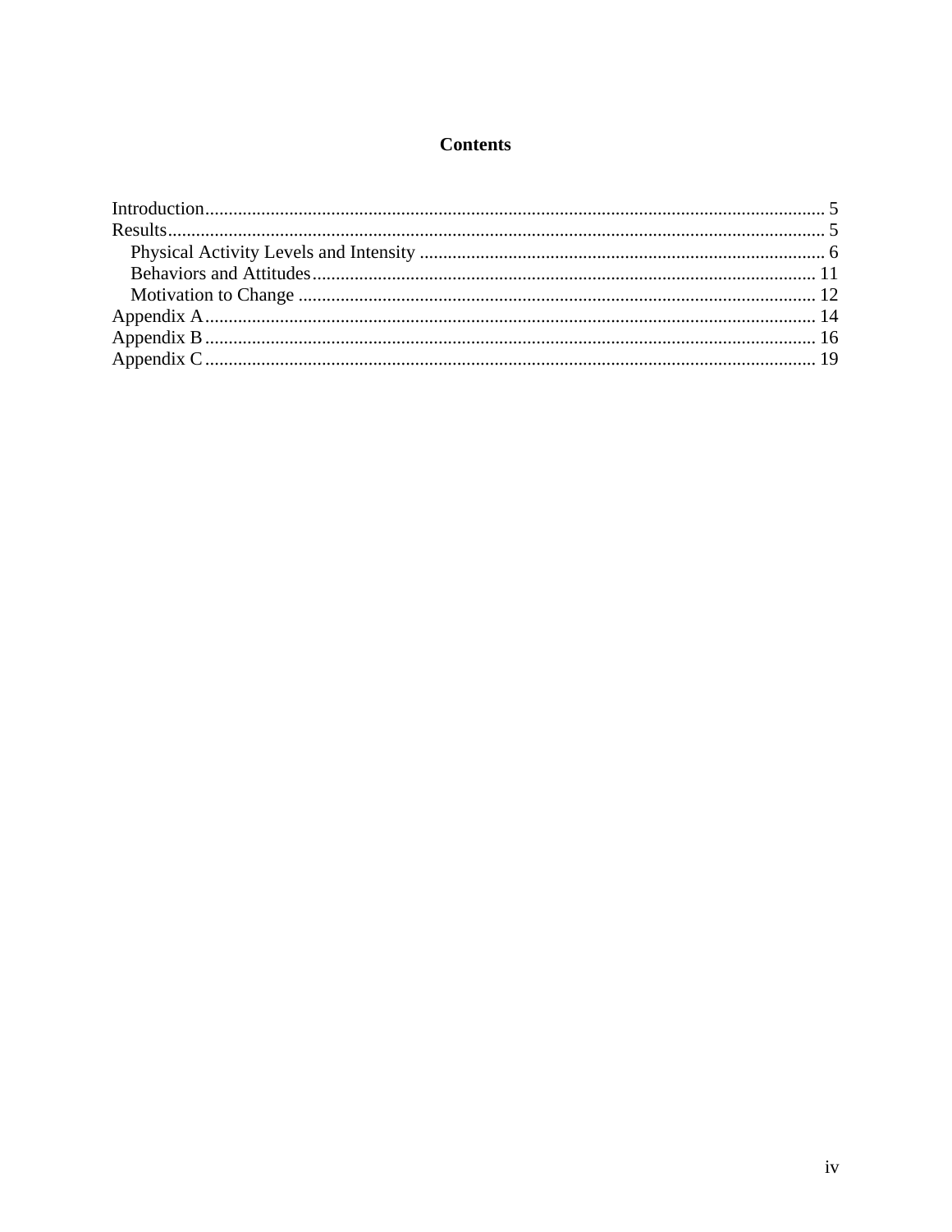# Contents

Introduction ........................................................................................................................ 5
Results ................................................................................................................................ 5
    Physical Activity Levels and Intensity ........................................................................ 6
    Behaviors and Attitudes ............................................................................................. 11
    Motivation to Change ................................................................................................ 12
Appendix A ...................................................................................................................... 14
Appendix B ...................................................................................................................... 16
Appendix C ...................................................................................................................... 19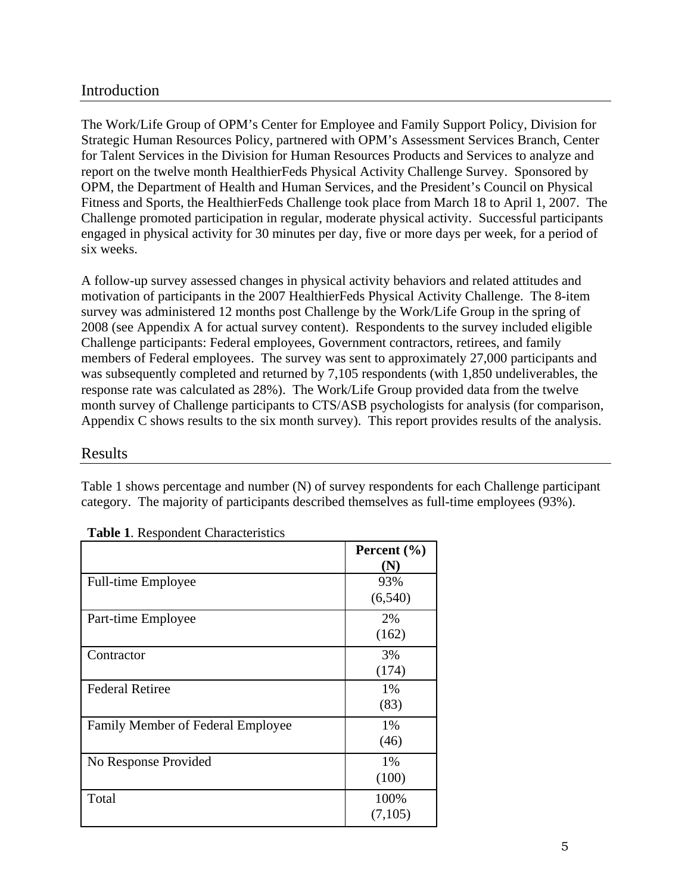## Introduction

The Work/Life Group of OPM's Center for Employee and Family Support Policy, Division for Strategic Human Resources Policy, partnered with OPM's Assessment Services Branch, Center for Talent Services in the Division for Human Resources Products and Services to analyze and report on the twelve month HealthierFeds Physical Activity Challenge Survey. Sponsored by OPM, the Department of Health and Human Services, and the President's Council on Physical Fitness and Sports, the HealthierFeds Challenge took place from March 18 to April 1, 2007. The Challenge promoted participation in regular, moderate physical activity. Successful participants engaged in physical activity for 30 minutes per day, five or more days per week, for a period of six weeks.

A follow-up survey assessed changes in physical activity behaviors and related attitudes and motivation of participants in the 2007 HealthierFeds Physical Activity Challenge. The 8-item survey was administered 12 months post Challenge by the Work/Life Group in the spring of 2008 (see Appendix A for actual survey content). Respondents to the survey included eligible Challenge participants: Federal employees, Government contractors, retirees, and family members of Federal employees. The survey was sent to approximately 27,000 participants and was subsequently completed and returned by 7,105 respondents (with 1,850 undeliverables, the response rate was calculated as 28%). The Work/Life Group provided data from the twelve month survey of Challenge participants to CTS/ASB psychologists for analysis (for comparison, Appendix C shows results to the six month survey). This report provides results of the analysis.

## Results

Table 1 shows percentage and number (N) of survey respondents for each Challenge participant category. The majority of participants described themselves as full-time employees (93%).

**Table 1**. Respondent Characteristics

| | Percent (%) (N) |
|---|---|
| Full-time Employee | 93% (6,540) |
| Part-time Employee | 2% (162) |
| Contractor | 3% (174) |
| Federal Retiree | 1% (83) |
| Family Member of Federal Employee | 1% (46) |
| No Response Provided | 1% (100) |
| Total | 100% (7,105) |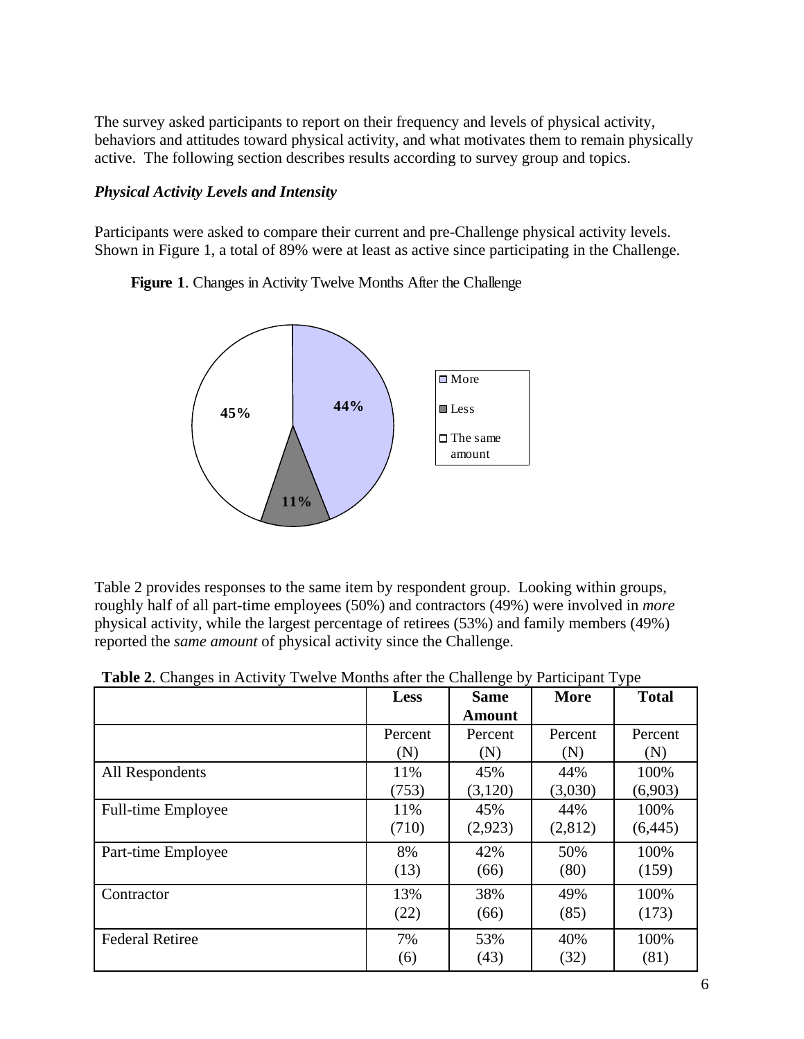The survey asked participants to report on their frequency and levels of physical activity, behaviors and attitudes toward physical activity, and what motivates them to remain physically active. The following section describes results according to survey group and topics.

***Physical Activity Levels and Intensity***

Participants were asked to compare their current and pre-Challenge physical activity levels. Shown in Figure 1, a total of 89% were at least as active since participating in the Challenge.

**Figure 1**. Changes in Activity Twelve Months After the Challenge

| | |
|---|---|
| More | 44% |
| Less | 11% |
| The same amount | 45% |

Table 2 provides responses to the same item by respondent group. Looking within groups, roughly half of all part-time employees (50%) and contractors (49%) were involved in *more* physical activity, while the largest percentage of retirees (53%) and family members (49%) reported the *same amount* of physical activity since the Challenge.

**Table 2**. Changes in Activity Twelve Months after the Challenge by Participant Type

| | **Less** | **Same Amount** | **More** | **Total** |
|---|---|---|---|---|
| | Percent (N) | Percent (N) | Percent (N) | Percent (N) |
| All Respondents | 11% (753) | 45% (3,120) | 44% (3,030) | 100% (6,903) |
| Full-time Employee | 11% (710) | 45% (2,923) | 44% (2,812) | 100% (6,445) |
| Part-time Employee | 8% (13) | 42% (66) | 50% (80) | 100% (159) |
| Contractor | 13% (22) | 38% (66) | 49% (85) | 100% (173) |
| Federal Retiree | 7% (6) | 53% (43) | 40% (32) | 100% (81) |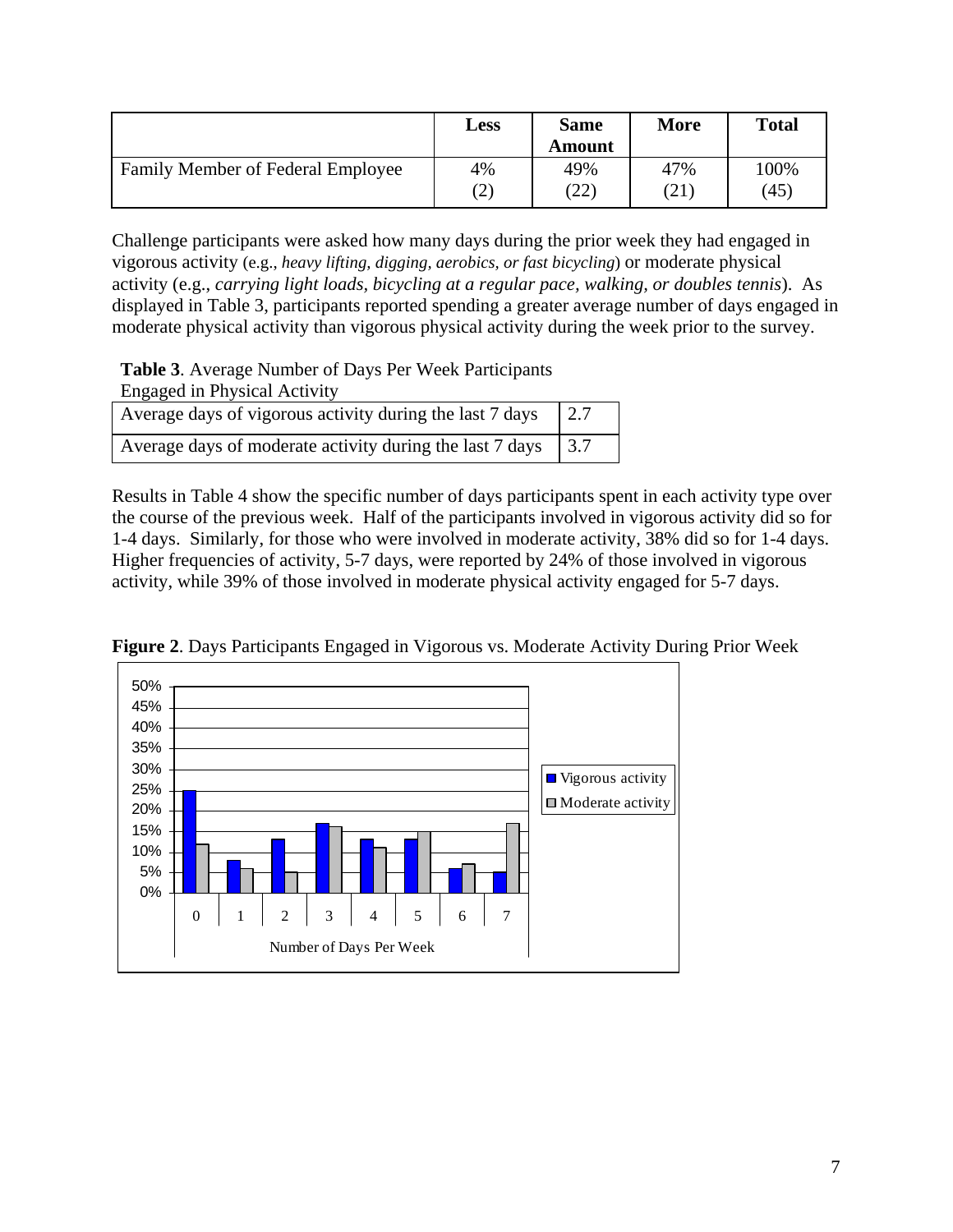| | Less | Same Amount | More | Total |
|---|---|---|---|---|
| Family Member of Federal Employee | 4% (2) | 49% (22) | 47% (21) | 100% (45) |

Challenge participants were asked how many days during the prior week they had engaged in vigorous activity (e.g., *heavy lifting, digging, aerobics, or fast bicycling*) or moderate physical activity (e.g., *carrying light loads, bicycling at a regular pace, walking, or doubles tennis*). As displayed in Table 3, participants reported spending a greater average number of days engaged in moderate physical activity than vigorous physical activity during the week prior to the survey.

**Table 3**. Average Number of Days Per Week Participants Engaged in Physical Activity

| | |
|---|---|
| Average days of vigorous activity during the last 7 days | 2.7 |
| Average days of moderate activity during the last 7 days | 3.7 |

Results in Table 4 show the specific number of days participants spent in each activity type over the course of the previous week. Half of the participants involved in vigorous activity did so for 1-4 days. Similarly, for those who were involved in moderate activity, 38% did so for 1-4 days. Higher frequencies of activity, 5-7 days, were reported by 24% of those involved in vigorous activity, while 39% of those involved in moderate physical activity engaged for 5-7 days.

**Figure 2**. Days Participants Engaged in Vigorous vs. Moderate Activity During Prior Week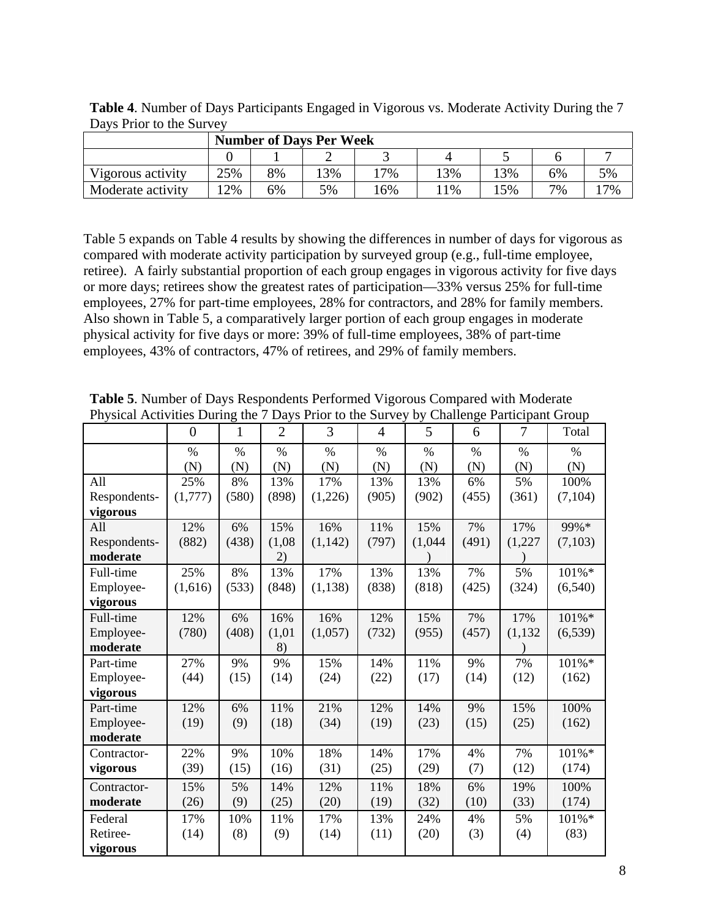**Table 4**. Number of Days Participants Engaged in Vigorous vs. Moderate Activity During the 7 Days Prior to the Survey

| | Number of Days Per Week | | | | | | | |
|---|---|---|---|---|---|---|---|---|
| | 0 | 1 | 2 | 3 | 4 | 5 | 6 | 7 |
| Vigorous activity | 25% | 8% | 13% | 17% | 13% | 13% | 6% | 5% |
| Moderate activity | 12% | 6% | 5% | 16% | 11% | 15% | 7% | 17% |

Table 5 expands on Table 4 results by showing the differences in number of days for vigorous as compared with moderate activity participation by surveyed group (e.g., full-time employee, retiree). A fairly substantial proportion of each group engages in vigorous activity for five days or more days; retirees show the greatest rates of participation—33% versus 25% for full-time employees, 27% for part-time employees, 28% for contractors, and 28% for family members. Also shown in Table 5, a comparatively larger portion of each group engages in moderate physical activity for five days or more: 39% of full-time employees, 38% of part-time employees, 43% of contractors, 47% of retirees, and 29% of family members.

**Table 5**. Number of Days Respondents Performed Vigorous Compared with Moderate Physical Activities During the 7 Days Prior to the Survey by Challenge Participant Group

| | 0 | 1 | 2 | 3 | 4 | 5 | 6 | 7 | Total |
|---|---|---|---|---|---|---|---|---|---|
| | % (N) | % (N) | % (N) | % (N) | % (N) | % (N) | % (N) | % (N) | % (N) |
| All Respondents-**vigorous** | 25% (1,777) | 8% (580) | 13% (898) | 17% (1,226) | 13% (905) | 13% (902) | 6% (455) | 5% (361) | 100% (7,104) |
| All Respondents-**moderate** | 12% (882) | 6% (438) | 15% (1,082) | 16% (1,142) | 11% (797) | 15% (1,044) | 7% (491) | 17% (1,227) | 99%* (7,103) |
| Full-time Employee-**vigorous** | 25% (1,616) | 8% (533) | 13% (848) | 17% (1,138) | 13% (838) | 13% (818) | 7% (425) | 5% (324) | 101%* (6,540) |
| Full-time Employee-**moderate** | 12% (780) | 6% (408) | 16% (1,018) | 16% (1,057) | 12% (732) | 15% (955) | 7% (457) | 17% (1,132) | 101%* (6,539) |
| Part-time Employee-**vigorous** | 27% (44) | 9% (15) | 9% (14) | 15% (24) | 14% (22) | 11% (17) | 9% (14) | 7% (12) | 101%* (162) |
| Part-time Employee-**moderate** | 12% (19) | 6% (9) | 11% (18) | 21% (34) | 12% (19) | 14% (23) | 9% (15) | 15% (25) | 100% (162) |
| Contractor-**vigorous** | 22% (39) | 9% (15) | 10% (16) | 18% (31) | 14% (25) | 17% (29) | 4% (7) | 7% (12) | 101%* (174) |
| Contractor-**moderate** | 15% (26) | 5% (9) | 14% (25) | 12% (20) | 11% (19) | 18% (32) | 6% (10) | 19% (33) | 100% (174) |
| Federal Retiree-**vigorous** | 17% (14) | 10% (8) | 11% (9) | 17% (14) | 13% (11) | 24% (20) | 4% (3) | 5% (4) | 101%* (83) |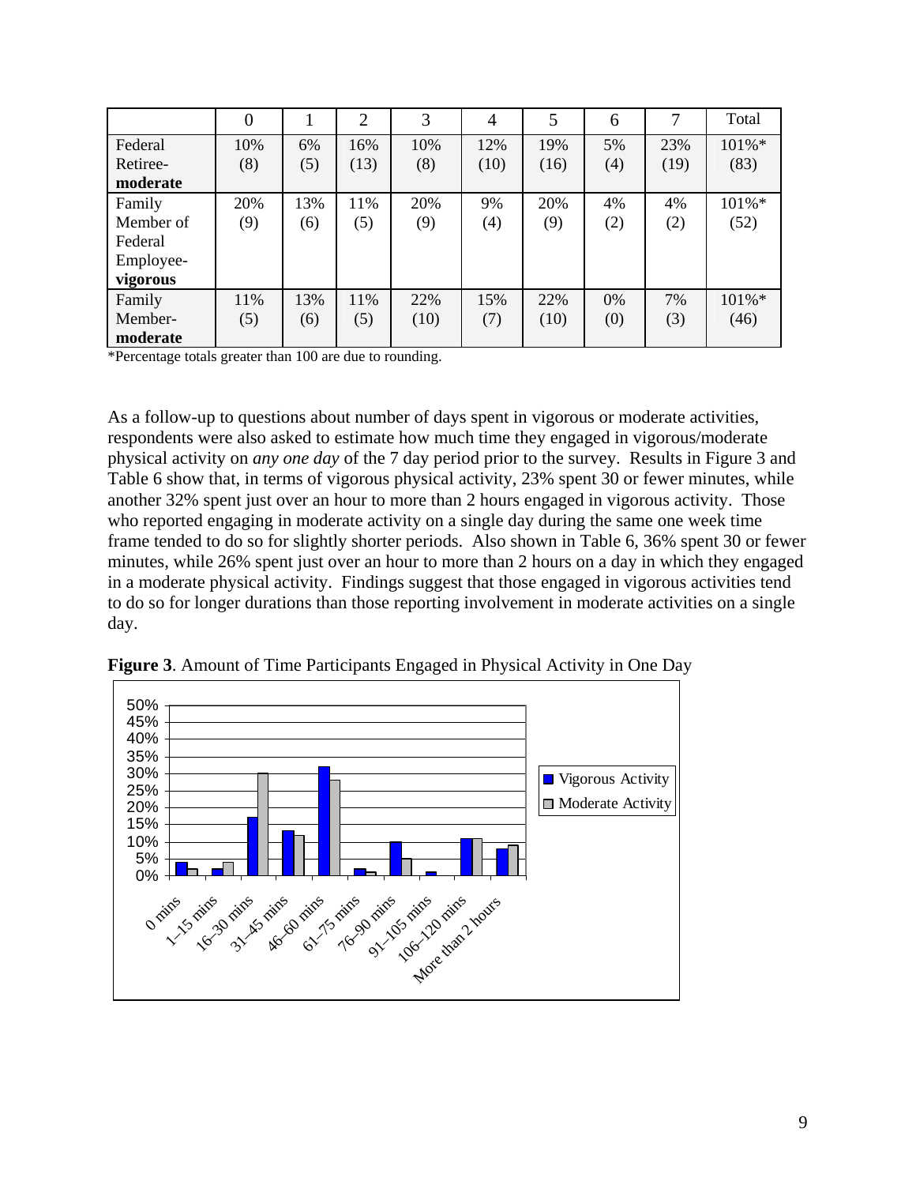| | 0 | 1 | 2 | 3 | 4 | 5 | 6 | 7 | Total |
|---|---|---|---|---|---|---|---|---|---|
| Federal Retiree-**moderate** | 10% (8) | 6% (5) | 16% (13) | 10% (8) | 12% (10) | 19% (16) | 5% (4) | 23% (19) | 101%* (83) |
| Family Member of Federal Employee-**vigorous** | 20% (9) | 13% (6) | 11% (5) | 20% (9) | 9% (4) | 20% (9) | 4% (2) | 4% (2) | 101%* (52) |
| Family Member-**moderate** | 11% (5) | 13% (6) | 11% (5) | 22% (10) | 15% (7) | 22% (10) | 0% (0) | 7% (3) | 101%* (46) |

*Percentage totals greater than 100 are due to rounding.

As a follow-up to questions about number of days spent in vigorous or moderate activities, respondents were also asked to estimate how much time they engaged in vigorous/moderate physical activity on *any one day* of the 7 day period prior to the survey. Results in Figure 3 and Table 6 show that, in terms of vigorous physical activity, 23% spent 30 or fewer minutes, while another 32% spent just over an hour to more than 2 hours engaged in vigorous activity. Those who reported engaging in moderate activity on a single day during the same one week time frame tended to do so for slightly shorter periods. Also shown in Table 6, 36% spent 30 or fewer minutes, while 26% spent just over an hour to more than 2 hours on a day in which they engaged in a moderate physical activity. Findings suggest that those engaged in vigorous activities tend to do so for longer durations than those reporting involvement in moderate activities on a single day.

**Figure 3**. Amount of Time Participants Engaged in Physical Activity in One Day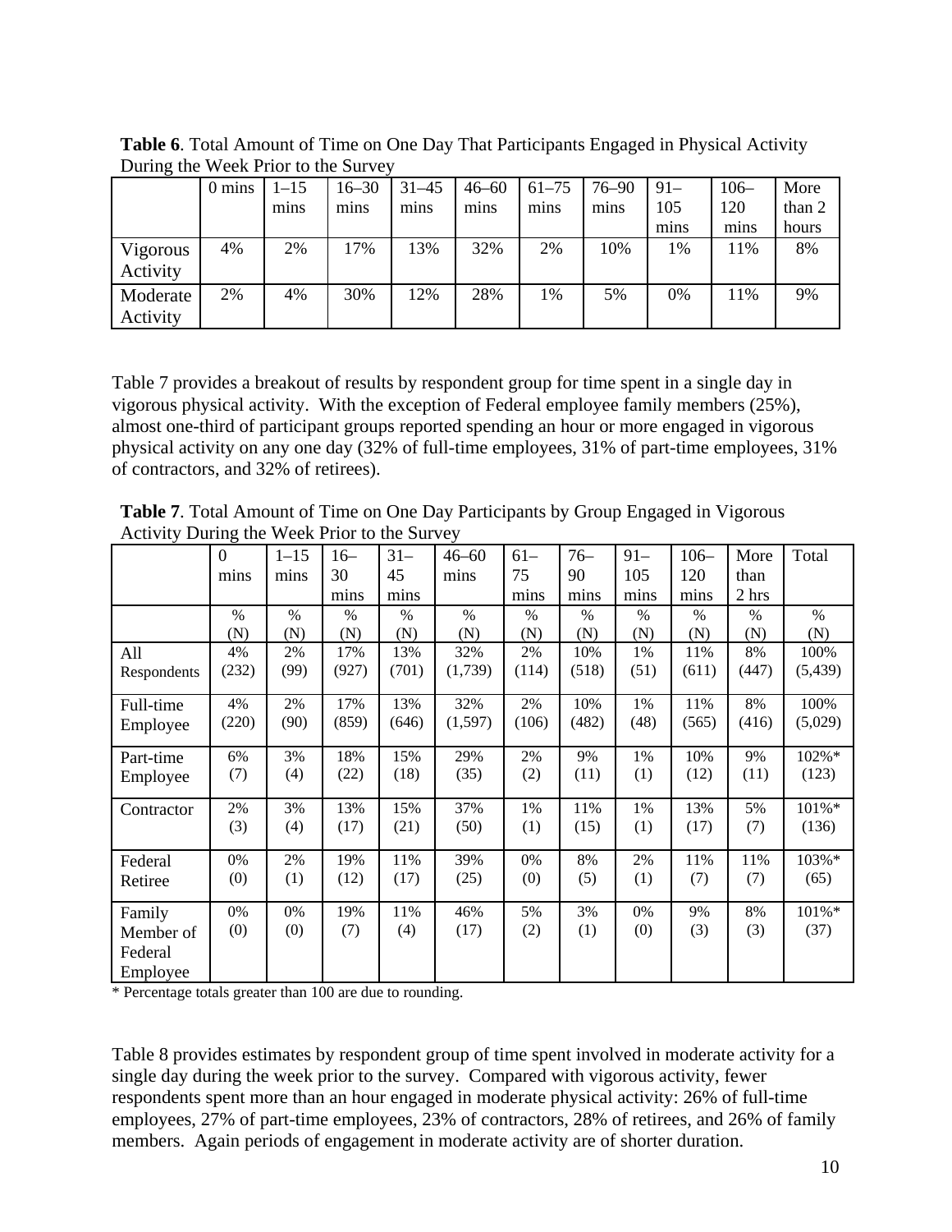**Table 6**. Total Amount of Time on One Day That Participants Engaged in Physical Activity During the Week Prior to the Survey

| | 0 mins | 1–15 mins | 16–30 mins | 31–45 mins | 46–60 mins | 61–75 mins | 76–90 mins | 91–105 mins | 106–120 mins | More than 2 hours |
|---|---|---|---|---|---|---|---|---|---|---|
| Vigorous Activity | 4% | 2% | 17% | 13% | 32% | 2% | 10% | 1% | 11% | 8% |
| Moderate Activity | 2% | 4% | 30% | 12% | 28% | 1% | 5% | 0% | 11% | 9% |

Table 7 provides a breakout of results by respondent group for time spent in a single day in vigorous physical activity. With the exception of Federal employee family members (25%), almost one-third of participant groups reported spending an hour or more engaged in vigorous physical activity on any one day (32% of full-time employees, 31% of part-time employees, 31% of contractors, and 32% of retirees).

**Table 7**. Total Amount of Time on One Day Participants by Group Engaged in Vigorous Activity During the Week Prior to the Survey

| | 0 mins | 1–15 mins | 16–30 mins | 31–45 mins | 46–60 mins | 61–75 mins | 76–90 mins | 91–105 mins | 106–120 mins | More than 2 hrs | Total |
|---|---|---|---|---|---|---|---|---|---|---|---|
| | % (N) | % (N) | % (N) | % (N) | % (N) | % (N) | % (N) | % (N) | % (N) | % (N) | % (N) |
| All Respondents | 4% (232) | 2% (99) | 17% (927) | 13% (701) | 32% (1,739) | 2% (114) | 10% (518) | 1% (51) | 11% (611) | 8% (447) | 100% (5,439) |
| Full-time Employee | 4% (220) | 2% (90) | 17% (859) | 13% (646) | 32% (1,597) | 2% (106) | 10% (482) | 1% (48) | 11% (565) | 8% (416) | 100% (5,029) |
| Part-time Employee | 6% (7) | 3% (4) | 18% (22) | 15% (18) | 29% (35) | 2% (2) | 9% (11) | 1% (1) | 10% (12) | 9% (11) | 102%* (123) |
| Contractor | 2% (3) | 3% (4) | 13% (17) | 15% (21) | 37% (50) | 1% (1) | 11% (15) | 1% (1) | 13% (17) | 5% (7) | 101%* (136) |
| Federal Retiree | 0% (0) | 2% (1) | 19% (12) | 11% (17) | 39% (25) | 0% (0) | 8% (5) | 2% (1) | 11% (7) | 11% (7) | 103%* (65) |
| Family Member of Federal Employee | 0% (0) | 0% (0) | 19% (7) | 11% (4) | 46% (17) | 5% (2) | 3% (1) | 0% (0) | 9% (3) | 8% (3) | 101%* (37) |

* Percentage totals greater than 100 are due to rounding.

Table 8 provides estimates by respondent group of time spent involved in moderate activity for a single day during the week prior to the survey. Compared with vigorous activity, fewer respondents spent more than an hour engaged in moderate physical activity: 26% of full-time employees, 27% of part-time employees, 23% of contractors, 28% of retirees, and 26% of family members. Again periods of engagement in moderate activity are of shorter duration.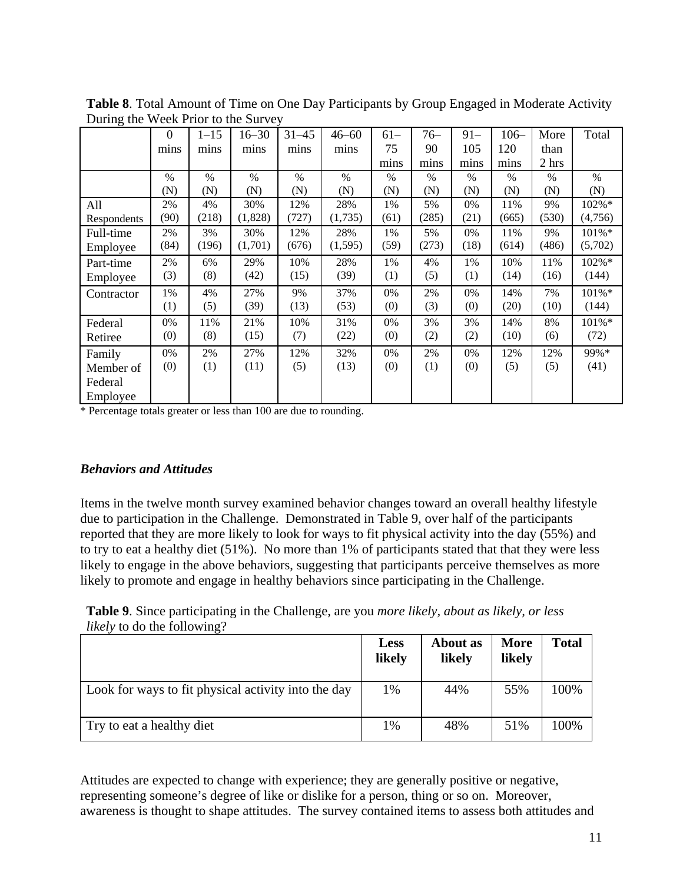**Table 8**. Total Amount of Time on One Day Participants by Group Engaged in Moderate Activity During the Week Prior to the Survey

| | 0 mins | 1–15 mins | 16–30 mins | 31–45 mins | 46–60 mins | 61–75 mins | 76–90 mins | 91–105 mins | 106–120 mins | More than 2 hrs | Total |
|---|---|---|---|---|---|---|---|---|---|---|---|
| | % (N) | % (N) | % (N) | % (N) | % (N) | % (N) | % (N) | % (N) | % (N) | % (N) | % (N) |
| All Respondents | 2% (90) | 4% (218) | 30% (1,828) | 12% (727) | 28% (1,735) | 1% (61) | 5% (285) | 0% (21) | 11% (665) | 9% (530) | 102%* (4,756) |
| Full-time Employee | 2% (84) | 3% (196) | 30% (1,701) | 12% (676) | 28% (1,595) | 1% (59) | 5% (273) | 0% (18) | 11% (614) | 9% (486) | 101%* (5,702) |
| Part-time Employee | 2% (3) | 6% (8) | 29% (42) | 10% (15) | 28% (39) | 1% (1) | 4% (5) | 1% (1) | 10% (14) | 11% (16) | 102%* (144) |
| Contractor | 1% (1) | 4% (5) | 27% (39) | 9% (13) | 37% (53) | 0% (0) | 2% (3) | 0% (0) | 14% (20) | 7% (10) | 101%* (144) |
| Federal Retiree | 0% (0) | 11% (8) | 21% (15) | 10% (7) | 31% (22) | 0% (0) | 3% (2) | 3% (2) | 14% (10) | 8% (6) | 101%* (72) |
| Family Member of Federal Employee | 0% (0) | 2% (1) | 27% (11) | 12% (5) | 32% (13) | 0% (0) | 2% (1) | 0% (0) | 12% (5) | 12% (5) | 99%* (41) |

* Percentage totals greater or less than 100 are due to rounding.

### *Behaviors and Attitudes*

Items in the twelve month survey examined behavior changes toward an overall healthy lifestyle due to participation in the Challenge. Demonstrated in Table 9, over half of the participants reported that they are more likely to look for ways to fit physical activity into the day (55%) and to try to eat a healthy diet (51%). No more than 1% of participants stated that that they were less likely to engage in the above behaviors, suggesting that participants perceive themselves as more likely to promote and engage in healthy behaviors since participating in the Challenge.

**Table 9**. Since participating in the Challenge, are you *more likely, about as likely, or less likely* to do the following?

| | **Less likely** | **About as likely** | **More likely** | **Total** |
|---|---|---|---|---|
| Look for ways to fit physical activity into the day | 1% | 44% | 55% | 100% |
| Try to eat a healthy diet | 1% | 48% | 51% | 100% |

Attitudes are expected to change with experience; they are generally positive or negative, representing someone's degree of like or dislike for a person, thing or so on. Moreover, awareness is thought to shape attitudes. The survey contained items to assess both attitudes and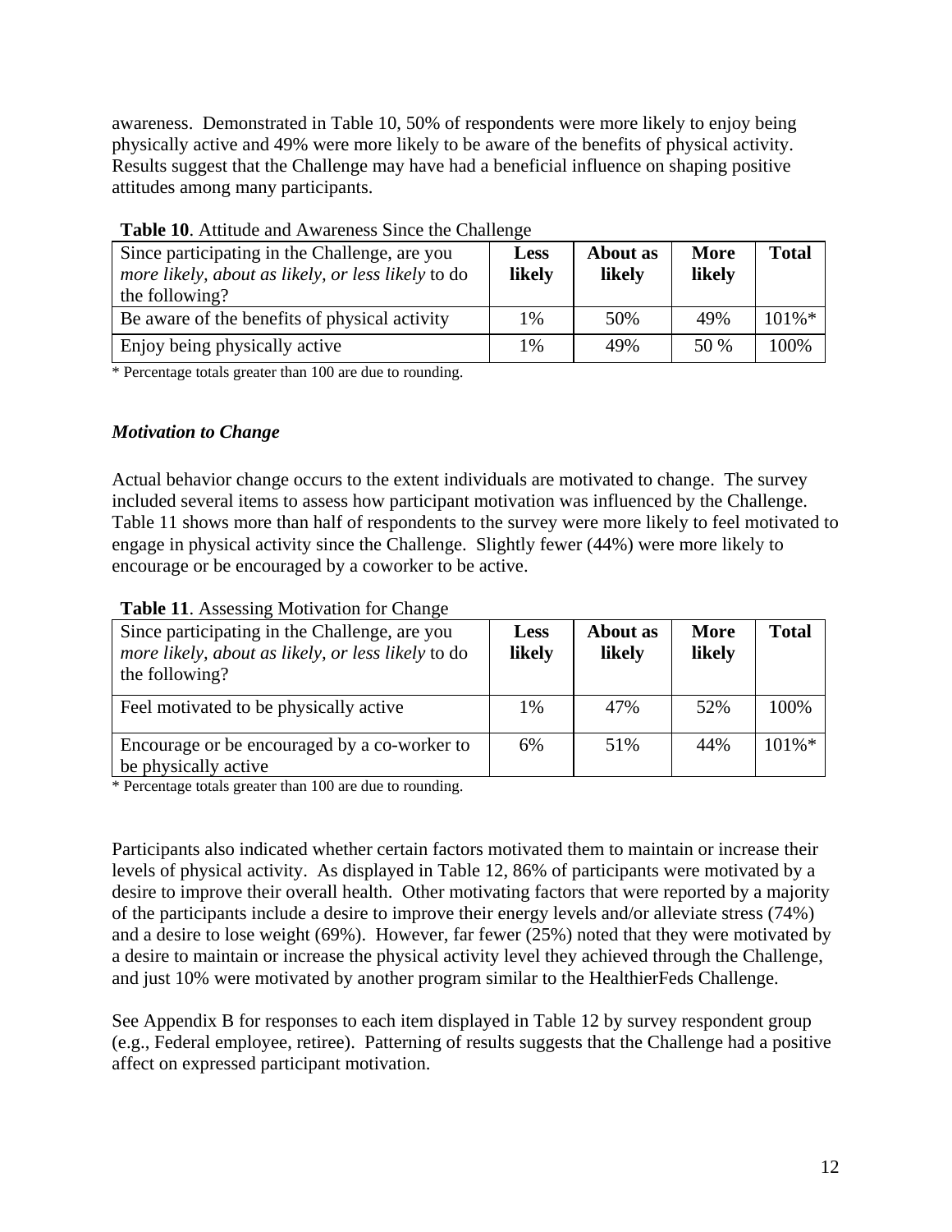awareness. Demonstrated in Table 10, 50% of respondents were more likely to enjoy being physically active and 49% were more likely to be aware of the benefits of physical activity. Results suggest that the Challenge may have had a beneficial influence on shaping positive attitudes among many participants.

**Table 10**. Attitude and Awareness Since the Challenge

| Since participating in the Challenge, are you *more likely, about as likely, or less likely* to do the following? | **Less likely** | **About as likely** | **More likely** | **Total** |
|---|---|---|---|---|
| Be aware of the benefits of physical activity | 1% | 50% | 49% | 101%* |
| Enjoy being physically active | 1% | 49% | 50 % | 100% |

\* Percentage totals greater than 100 are due to rounding.

### *Motivation to Change*

Actual behavior change occurs to the extent individuals are motivated to change. The survey included several items to assess how participant motivation was influenced by the Challenge. Table 11 shows more than half of respondents to the survey were more likely to feel motivated to engage in physical activity since the Challenge. Slightly fewer (44%) were more likely to encourage or be encouraged by a coworker to be active.

**Table 11**. Assessing Motivation for Change

| Since participating in the Challenge, are you *more likely, about as likely, or less likely* to do the following? | **Less likely** | **About as likely** | **More likely** | **Total** |
|---|---|---|---|---|
| Feel motivated to be physically active | 1% | 47% | 52% | 100% |
| Encourage or be encouraged by a co-worker to be physically active | 6% | 51% | 44% | 101%* |

\* Percentage totals greater than 100 are due to rounding.

Participants also indicated whether certain factors motivated them to maintain or increase their levels of physical activity. As displayed in Table 12, 86% of participants were motivated by a desire to improve their overall health. Other motivating factors that were reported by a majority of the participants include a desire to improve their energy levels and/or alleviate stress (74%) and a desire to lose weight (69%). However, far fewer (25%) noted that they were motivated by a desire to maintain or increase the physical activity level they achieved through the Challenge, and just 10% were motivated by another program similar to the HealthierFeds Challenge.

See Appendix B for responses to each item displayed in Table 12 by survey respondent group (e.g., Federal employee, retiree). Patterning of results suggests that the Challenge had a positive affect on expressed participant motivation.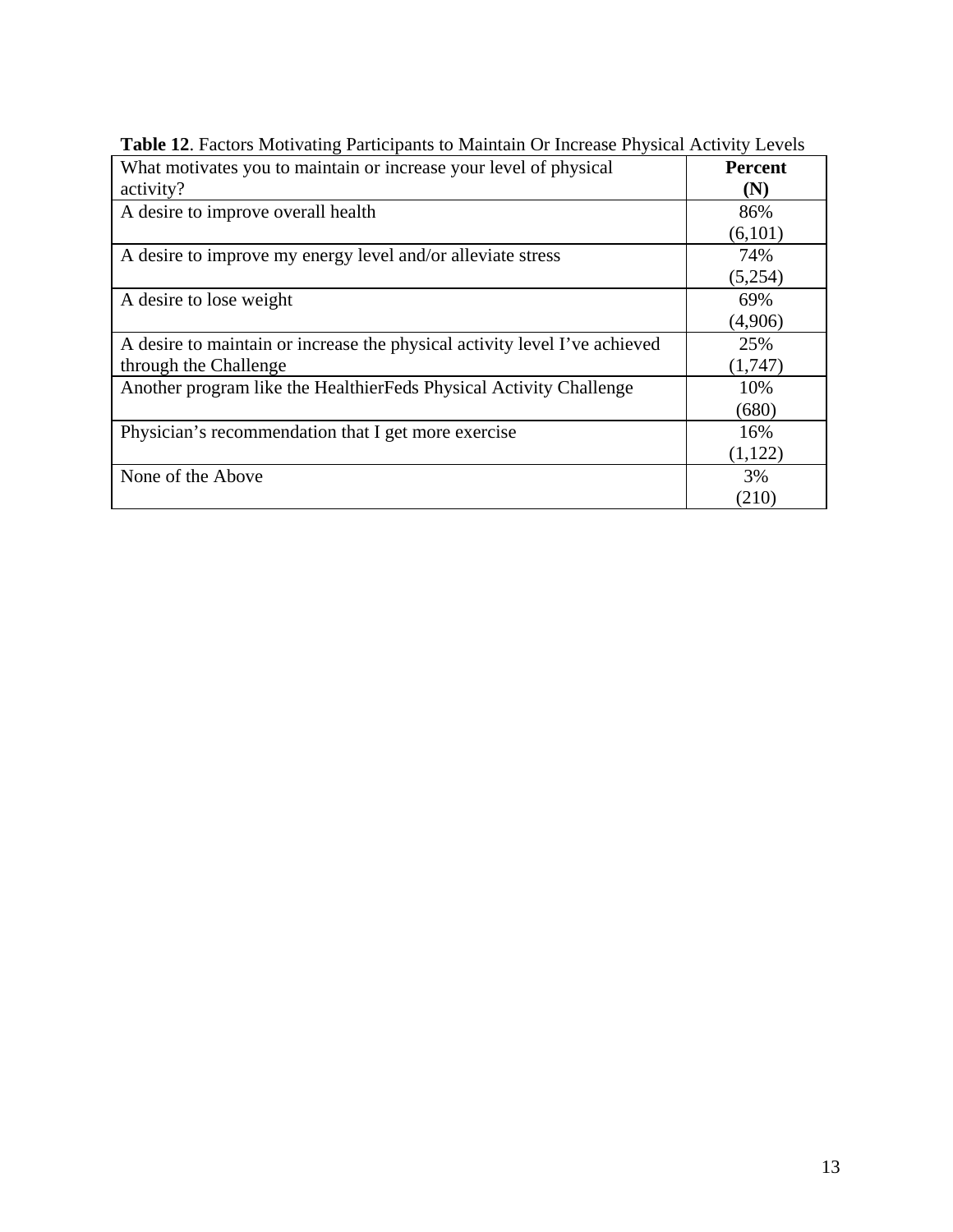**Table 12**. Factors Motivating Participants to Maintain Or Increase Physical Activity Levels

| What motivates you to maintain or increase your level of physical activity? | **Percent (N)** |
|---|---|
| A desire to improve overall health | 86% (6,101) |
| A desire to improve my energy level and/or alleviate stress | 74% (5,254) |
| A desire to lose weight | 69% (4,906) |
| A desire to maintain or increase the physical activity level I've achieved through the Challenge | 25% (1,747) |
| Another program like the HealthierFeds Physical Activity Challenge | 10% (680) |
| Physician's recommendation that I get more exercise | 16% (1,122) |
| None of the Above | 3% (210) |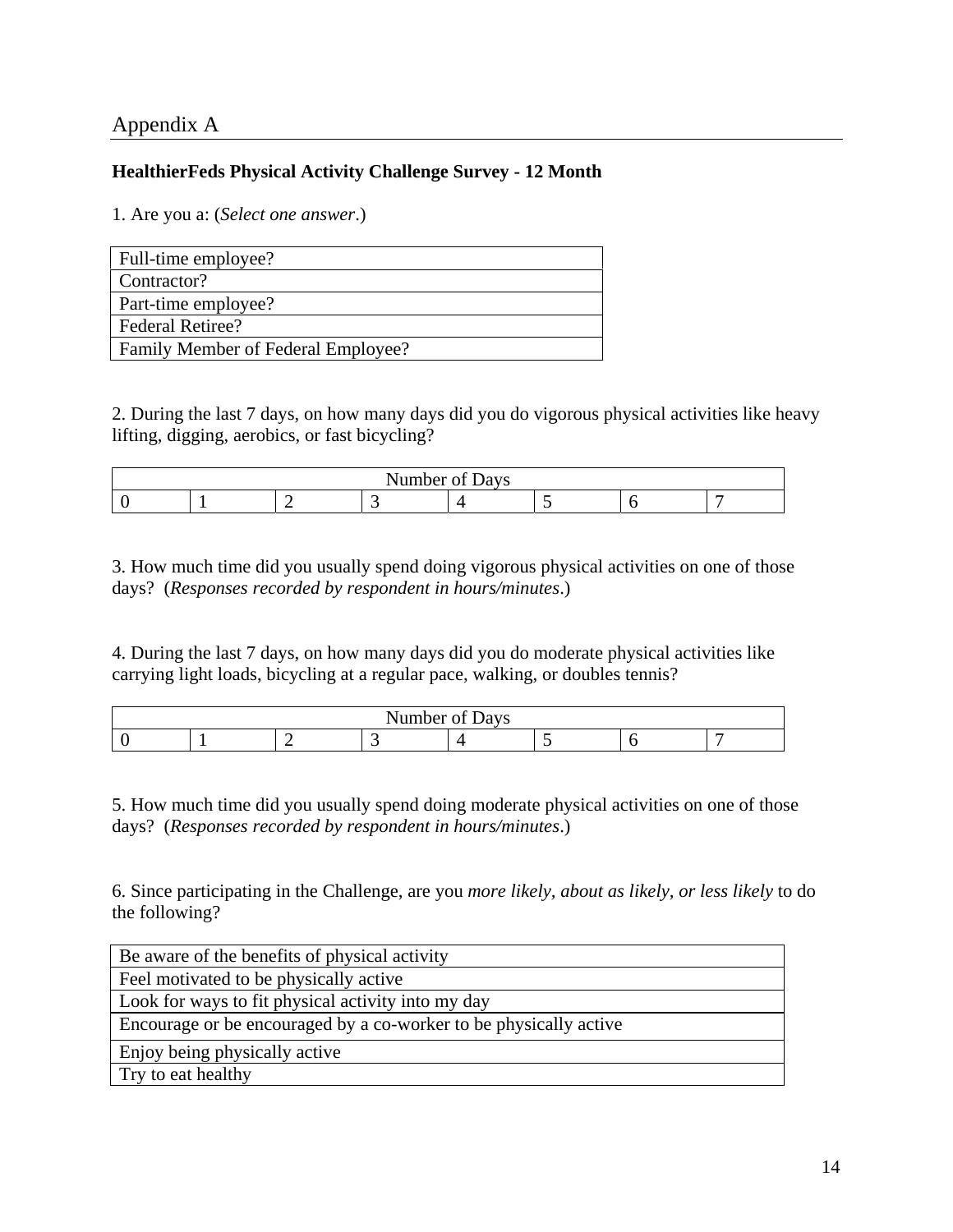# Appendix A

**HealthierFeds Physical Activity Challenge Survey - 12 Month**

1. Are you a: (*Select one answer*.)

| Full-time employee? |
|---|
| Contractor? |
| Part-time employee? |
| Federal Retiree? |
| Family Member of Federal Employee? |

2. During the last 7 days, on how many days did you do vigorous physical activities like heavy lifting, digging, aerobics, or fast bicycling?

| Number of Days | | | | | | | |
|---|---|---|---|---|---|---|---|
| 0 | 1 | 2 | 3 | 4 | 5 | 6 | 7 |

3. How much time did you usually spend doing vigorous physical activities on one of those days? (*Responses recorded by respondent in hours/minutes*.)

4. During the last 7 days, on how many days did you do moderate physical activities like carrying light loads, bicycling at a regular pace, walking, or doubles tennis?

| Number of Days | | | | | | | |
|---|---|---|---|---|---|---|---|
| 0 | 1 | 2 | 3 | 4 | 5 | 6 | 7 |

5. How much time did you usually spend doing moderate physical activities on one of those days? (*Responses recorded by respondent in hours/minutes*.)

6. Since participating in the Challenge, are you *more likely, about as likely, or less likely* to do the following?

| Be aware of the benefits of physical activity |
|---|
| Feel motivated to be physically active |
| Look for ways to fit physical activity into my day |
| Encourage or be encouraged by a co-worker to be physically active |
| Enjoy being physically active |
| Try to eat healthy |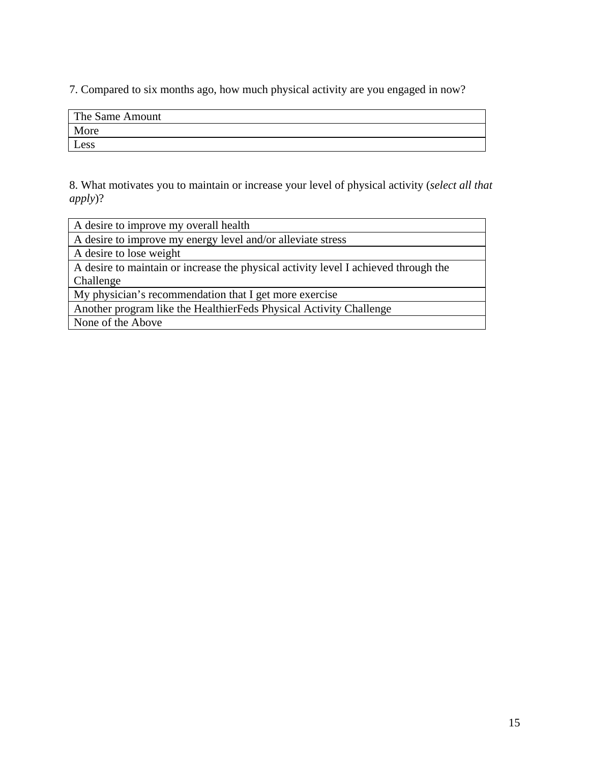7. Compared to six months ago, how much physical activity are you engaged in now?

| The Same Amount |
|---|
| More |
| Less |

8. What motivates you to maintain or increase your level of physical activity (*select all that apply*)?

| A desire to improve my overall health |
|---|
| A desire to improve my energy level and/or alleviate stress |
| A desire to lose weight |
| A desire to maintain or increase the physical activity level I achieved through the Challenge |
| My physician's recommendation that I get more exercise |
| Another program like the HealthierFeds Physical Activity Challenge |
| None of the Above |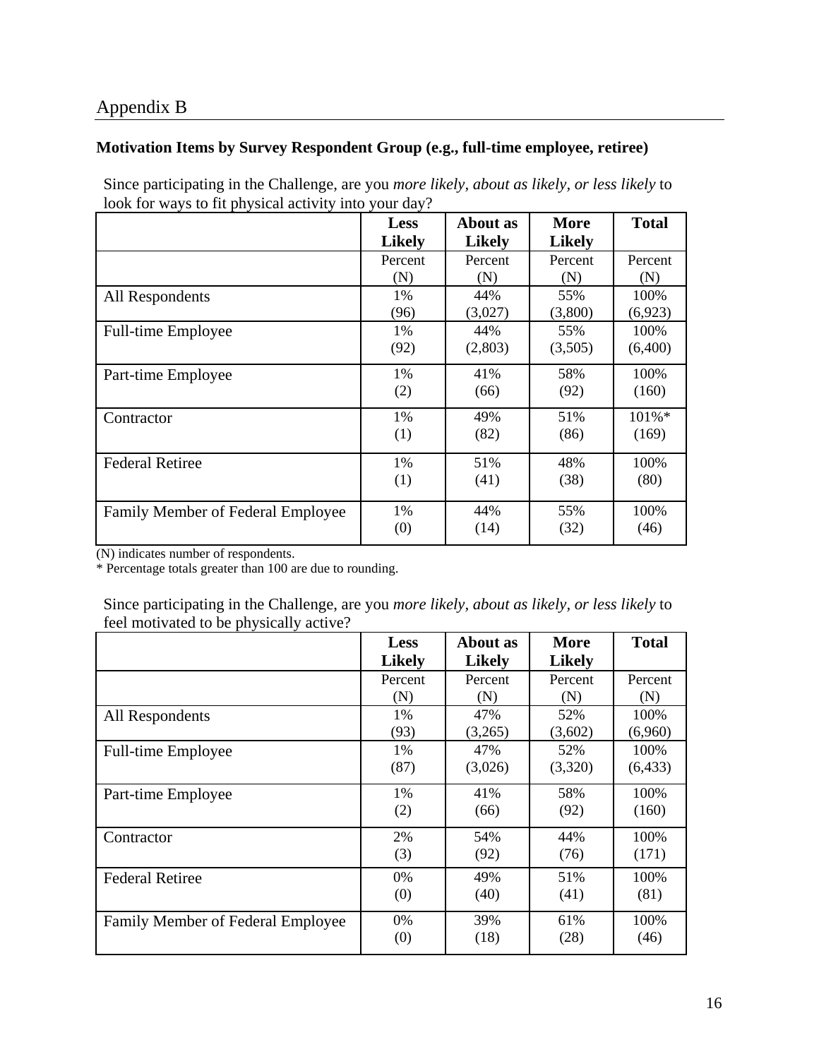## Appendix B

**Motivation Items by Survey Respondent Group (e.g., full-time employee, retiree)**

Since participating in the Challenge, are you *more likely, about as likely, or less likely* to look for ways to fit physical activity into your day?

| | **Less Likely** | **About as Likely** | **More Likely** | **Total** |
|---|---|---|---|---|
| | Percent (N) | Percent (N) | Percent (N) | Percent (N) |
| All Respondents | 1% (96) | 44% (3,027) | 55% (3,800) | 100% (6,923) |
| Full-time Employee | 1% (92) | 44% (2,803) | 55% (3,505) | 100% (6,400) |
| Part-time Employee | 1% (2) | 41% (66) | 58% (92) | 100% (160) |
| Contractor | 1% (1) | 49% (82) | 51% (86) | 101%* (169) |
| Federal Retiree | 1% (1) | 51% (41) | 48% (38) | 100% (80) |
| Family Member of Federal Employee | 1% (0) | 44% (14) | 55% (32) | 100% (46) |

(N) indicates number of respondents.
* Percentage totals greater than 100 are due to rounding.

Since participating in the Challenge, are you *more likely, about as likely, or less likely* to feel motivated to be physically active?

| | **Less Likely** | **About as Likely** | **More Likely** | **Total** |
|---|---|---|---|---|
| | Percent (N) | Percent (N) | Percent (N) | Percent (N) |
| All Respondents | 1% (93) | 47% (3,265) | 52% (3,602) | 100% (6,960) |
| Full-time Employee | 1% (87) | 47% (3,026) | 52% (3,320) | 100% (6,433) |
| Part-time Employee | 1% (2) | 41% (66) | 58% (92) | 100% (160) |
| Contractor | 2% (3) | 54% (92) | 44% (76) | 100% (171) |
| Federal Retiree | 0% (0) | 49% (40) | 51% (41) | 100% (81) |
| Family Member of Federal Employee | 0% (0) | 39% (18) | 61% (28) | 100% (46) |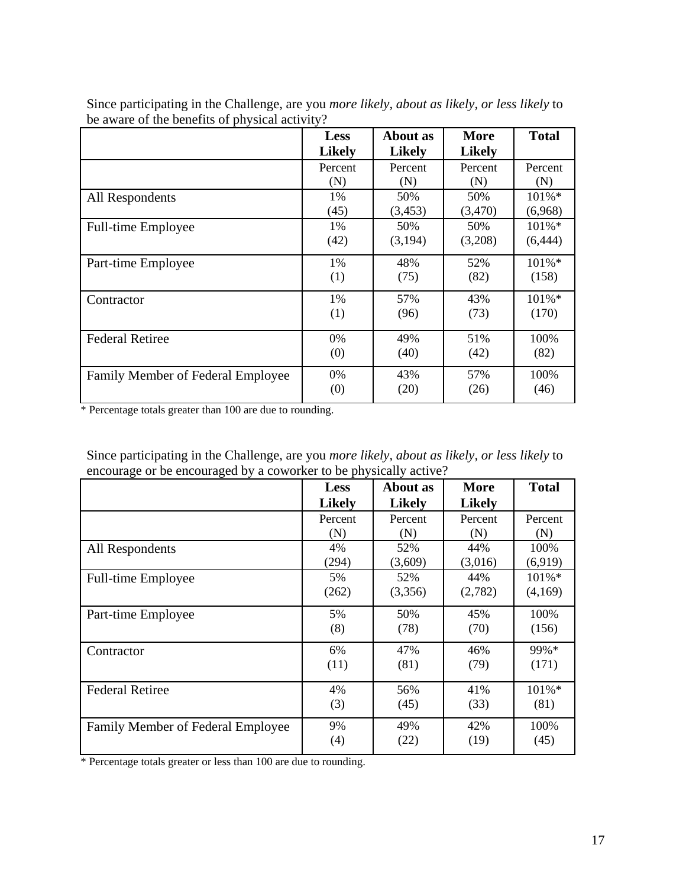Since participating in the Challenge, are you *more likely, about as likely, or less likely* to be aware of the benefits of physical activity?

| | Less Likely | About as Likely | More Likely | Total |
|---|---|---|---|---|
| | Percent (N) | Percent (N) | Percent (N) | Percent (N) |
| All Respondents | 1% (45) | 50% (3,453) | 50% (3,470) | 101%* (6,968) |
| Full-time Employee | 1% (42) | 50% (3,194) | 50% (3,208) | 101%* (6,444) |
| Part-time Employee | 1% (1) | 48% (75) | 52% (82) | 101%* (158) |
| Contractor | 1% (1) | 57% (96) | 43% (73) | 101%* (170) |
| Federal Retiree | 0% (0) | 49% (40) | 51% (42) | 100% (82) |
| Family Member of Federal Employee | 0% (0) | 43% (20) | 57% (26) | 100% (46) |

\* Percentage totals greater than 100 are due to rounding.

Since participating in the Challenge, are you *more likely, about as likely, or less likely* to encourage or be encouraged by a coworker to be physically active?

| | Less Likely | About as Likely | More Likely | Total |
|---|---|---|---|---|
| | Percent (N) | Percent (N) | Percent (N) | Percent (N) |
| All Respondents | 4% (294) | 52% (3,609) | 44% (3,016) | 100% (6,919) |
| Full-time Employee | 5% (262) | 52% (3,356) | 44% (2,782) | 101%* (4,169) |
| Part-time Employee | 5% (8) | 50% (78) | 45% (70) | 100% (156) |
| Contractor | 6% (11) | 47% (81) | 46% (79) | 99%* (171) |
| Federal Retiree | 4% (3) | 56% (45) | 41% (33) | 101%* (81) |
| Family Member of Federal Employee | 9% (4) | 49% (22) | 42% (19) | 100% (45) |

\* Percentage totals greater or less than 100 are due to rounding.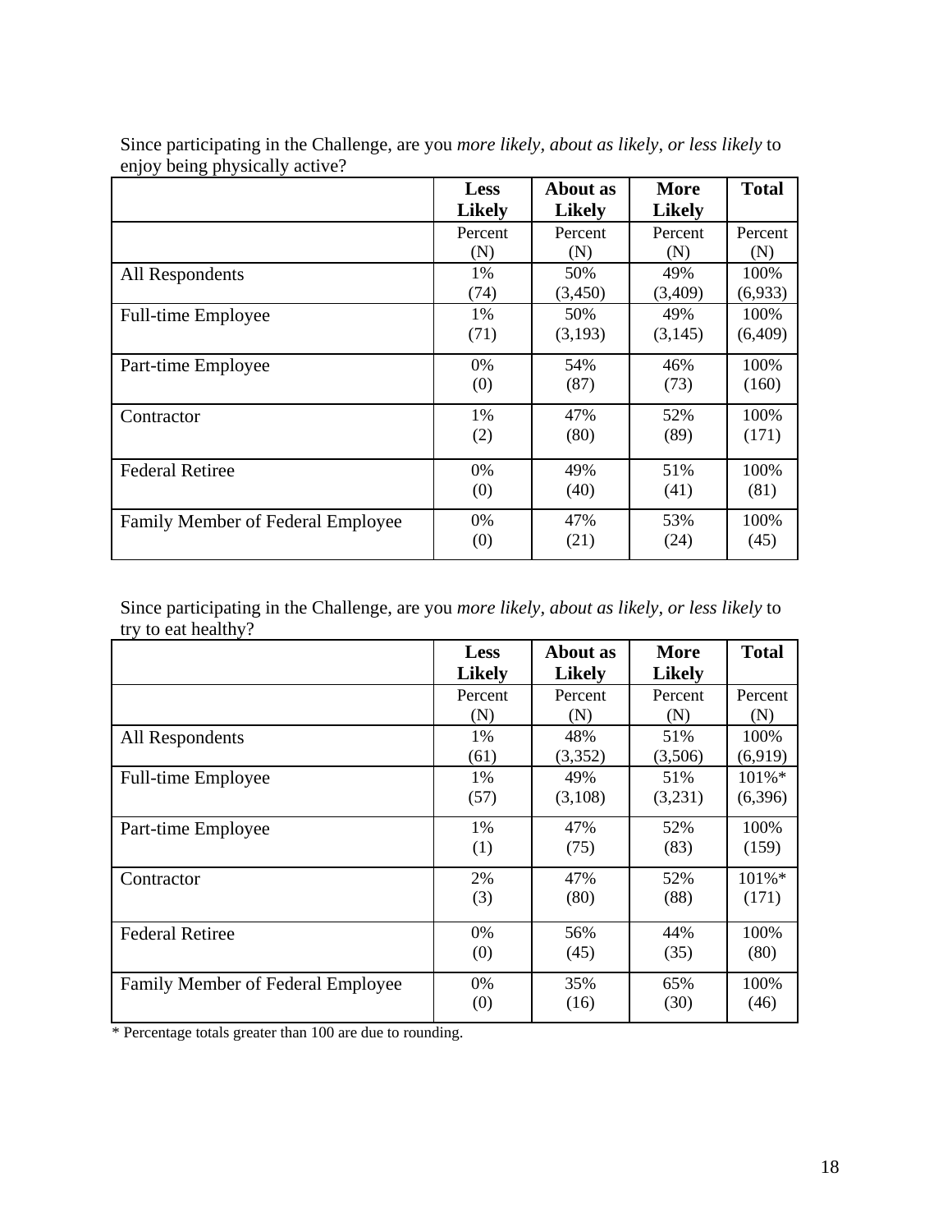Since participating in the Challenge, are you *more likely, about as likely, or less likely* to enjoy being physically active?

| | **Less Likely** | **About as Likely** | **More Likely** | **Total** |
|---|---|---|---|---|
| | Percent (N) | Percent (N) | Percent (N) | Percent (N) |
| All Respondents | 1% (74) | 50% (3,450) | 49% (3,409) | 100% (6,933) |
| Full-time Employee | 1% (71) | 50% (3,193) | 49% (3,145) | 100% (6,409) |
| Part-time Employee | 0% (0) | 54% (87) | 46% (73) | 100% (160) |
| Contractor | 1% (2) | 47% (80) | 52% (89) | 100% (171) |
| Federal Retiree | 0% (0) | 49% (40) | 51% (41) | 100% (81) |
| Family Member of Federal Employee | 0% (0) | 47% (21) | 53% (24) | 100% (45) |

Since participating in the Challenge, are you *more likely, about as likely, or less likely* to try to eat healthy?

| | **Less Likely** | **About as Likely** | **More Likely** | **Total** |
|---|---|---|---|---|
| | Percent (N) | Percent (N) | Percent (N) | Percent (N) |
| All Respondents | 1% (61) | 48% (3,352) | 51% (3,506) | 100% (6,919) |
| Full-time Employee | 1% (57) | 49% (3,108) | 51% (3,231) | 101%* (6,396) |
| Part-time Employee | 1% (1) | 47% (75) | 52% (83) | 100% (159) |
| Contractor | 2% (3) | 47% (80) | 52% (88) | 101%* (171) |
| Federal Retiree | 0% (0) | 56% (45) | 44% (35) | 100% (80) |
| Family Member of Federal Employee | 0% (0) | 35% (16) | 65% (30) | 100% (46) |

* Percentage totals greater than 100 are due to rounding.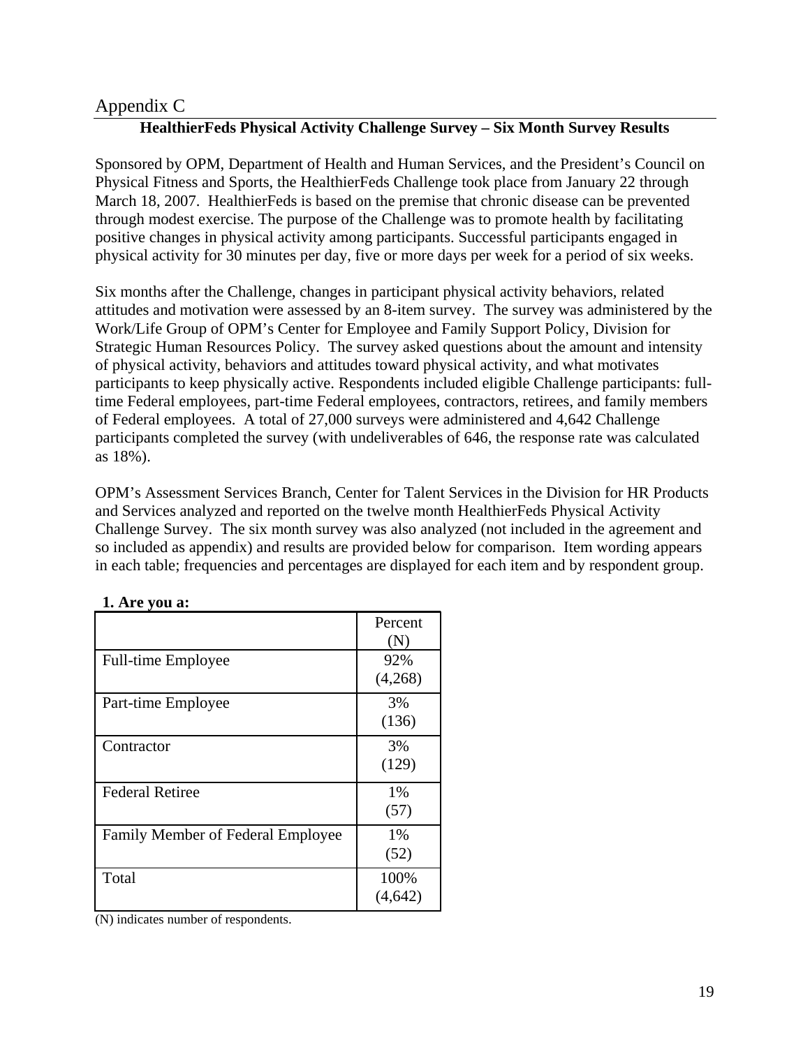# Appendix C

## HealthierFeds Physical Activity Challenge Survey – Six Month Survey Results

Sponsored by OPM, Department of Health and Human Services, and the President's Council on Physical Fitness and Sports, the HealthierFeds Challenge took place from January 22 through March 18, 2007. HealthierFeds is based on the premise that chronic disease can be prevented through modest exercise. The purpose of the Challenge was to promote health by facilitating positive changes in physical activity among participants. Successful participants engaged in physical activity for 30 minutes per day, five or more days per week for a period of six weeks.

Six months after the Challenge, changes in participant physical activity behaviors, related attitudes and motivation were assessed by an 8-item survey. The survey was administered by the Work/Life Group of OPM's Center for Employee and Family Support Policy, Division for Strategic Human Resources Policy. The survey asked questions about the amount and intensity of physical activity, behaviors and attitudes toward physical activity, and what motivates participants to keep physically active. Respondents included eligible Challenge participants: full-time Federal employees, part-time Federal employees, contractors, retirees, and family members of Federal employees. A total of 27,000 surveys were administered and 4,642 Challenge participants completed the survey (with undeliverables of 646, the response rate was calculated as 18%).

OPM's Assessment Services Branch, Center for Talent Services in the Division for HR Products and Services analyzed and reported on the twelve month HealthierFeds Physical Activity Challenge Survey. The six month survey was also analyzed (not included in the agreement and so included as appendix) and results are provided below for comparison. Item wording appears in each table; frequencies and percentages are displayed for each item and by respondent group.

**1. Are you a:**

| | Percent (N) |
|---|---|
| Full-time Employee | 92% (4,268) |
| Part-time Employee | 3% (136) |
| Contractor | 3% (129) |
| Federal Retiree | 1% (57) |
| Family Member of Federal Employee | 1% (52) |
| Total | 100% (4,642) |

(N) indicates number of respondents.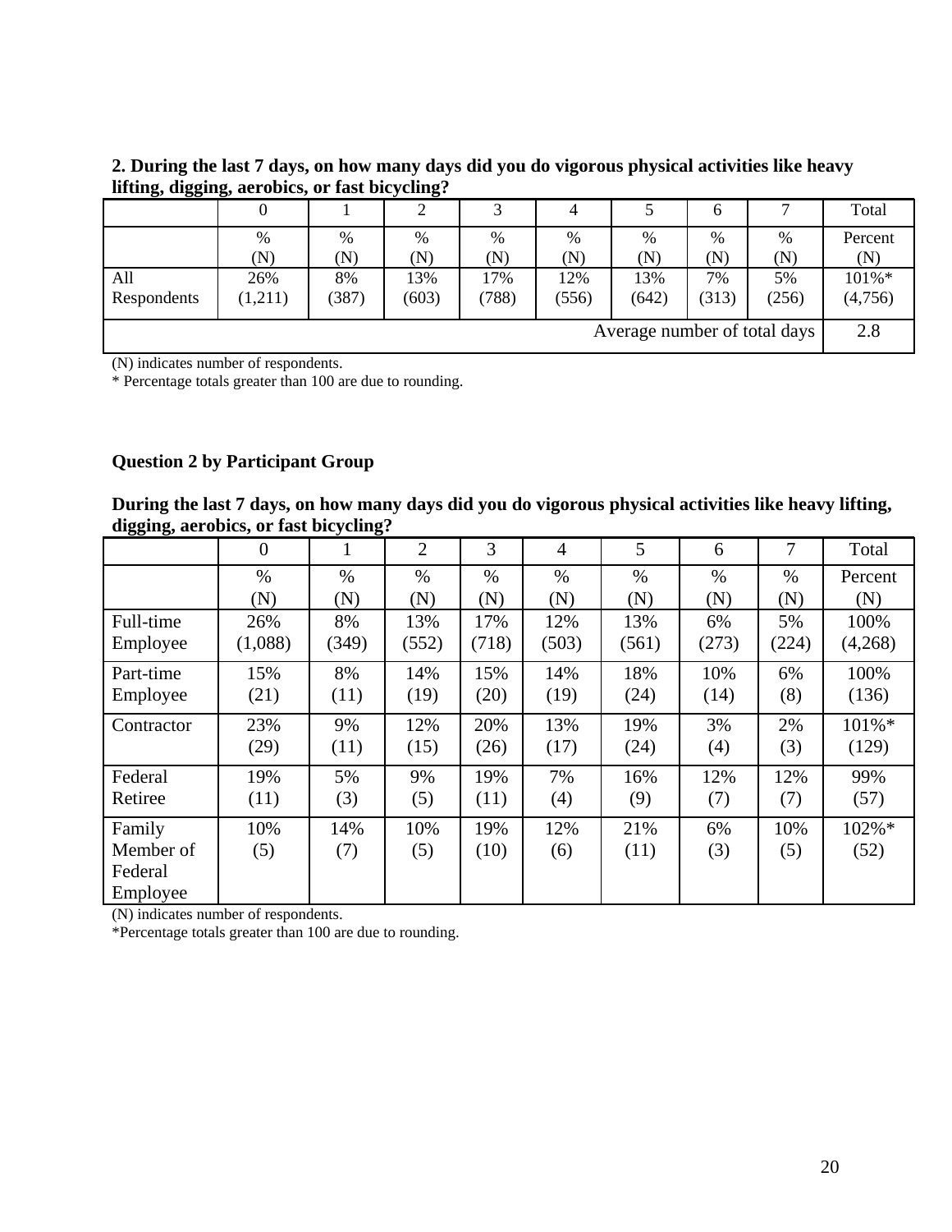**2. During the last 7 days, on how many days did you do vigorous physical activities like heavy lifting, digging, aerobics, or fast bicycling?**

| | 0 | 1 | 2 | 3 | 4 | 5 | 6 | 7 | Total |
|---|---|---|---|---|---|---|---|---|---|
| | % (N) | % (N) | % (N) | % (N) | % (N) | % (N) | % (N) | % (N) | Percent (N) |
| All Respondents | 26% (1,211) | 8% (387) | 13% (603) | 17% (788) | 12% (556) | 13% (642) | 7% (313) | 5% (256) | 101%* (4,756) |
| Average number of total days | | | | | | | | | 2.8 |

(N) indicates number of respondents.
* Percentage totals greater than 100 are due to rounding.

**Question 2 by Participant Group**

**During the last 7 days, on how many days did you do vigorous physical activities like heavy lifting, digging, aerobics, or fast bicycling?**

| | 0 | 1 | 2 | 3 | 4 | 5 | 6 | 7 | Total |
|---|---|---|---|---|---|---|---|---|---|
| | % (N) | % (N) | % (N) | % (N) | % (N) | % (N) | % (N) | % (N) | Percent (N) |
| Full-time Employee | 26% (1,088) | 8% (349) | 13% (552) | 17% (718) | 12% (503) | 13% (561) | 6% (273) | 5% (224) | 100% (4,268) |
| Part-time Employee | 15% (21) | 8% (11) | 14% (19) | 15% (20) | 14% (19) | 18% (24) | 10% (14) | 6% (8) | 100% (136) |
| Contractor | 23% (29) | 9% (11) | 12% (15) | 20% (26) | 13% (17) | 19% (24) | 3% (4) | 2% (3) | 101%* (129) |
| Federal Retiree | 19% (11) | 5% (3) | 9% (5) | 19% (11) | 7% (4) | 16% (9) | 12% (7) | 12% (7) | 99% (57) |
| Family Member of Federal Employee | 10% (5) | 14% (7) | 10% (5) | 19% (10) | 12% (6) | 21% (11) | 6% (3) | 10% (5) | 102%* (52) |

(N) indicates number of respondents.
*Percentage totals greater than 100 are due to rounding.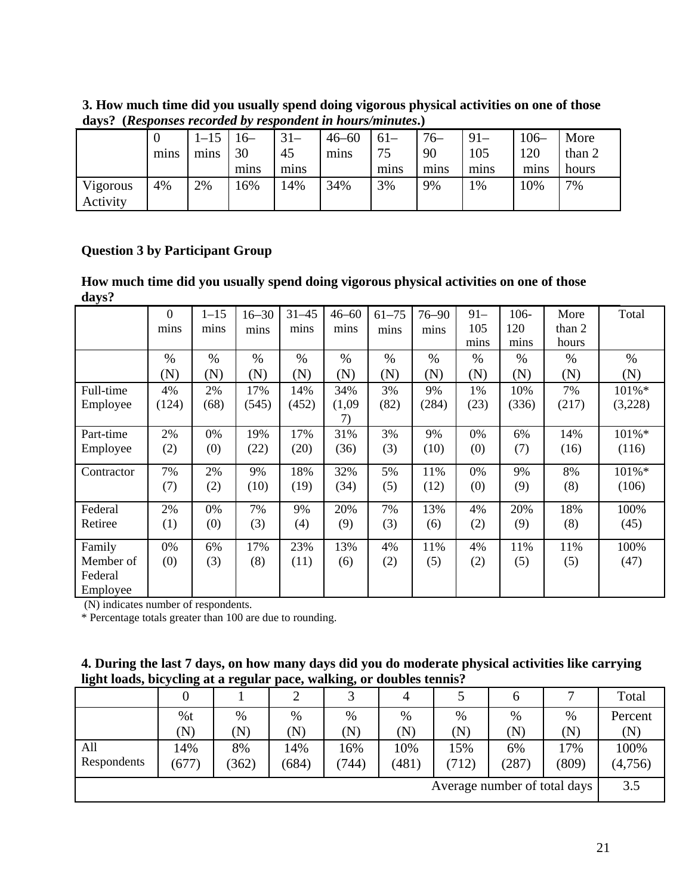**3. How much time did you usually spend doing vigorous physical activities on one of those days? (*Responses recorded by respondent in hours/minutes*.)**

| | 0 mins | 1–15 mins | 16–30 mins | 31–45 mins | 46–60 mins | 61–75 mins | 76–90 mins | 91–105 mins | 106–120 mins | More than 2 hours |
|---|---|---|---|---|---|---|---|---|---|---|
| Vigorous Activity | 4% | 2% | 16% | 14% | 34% | 3% | 9% | 1% | 10% | 7% |

**Question 3 by Participant Group**

**How much time did you usually spend doing vigorous physical activities on one of those days?**

| | 0 mins | 1–15 mins | 16–30 mins | 31–45 mins | 46–60 mins | 61–75 mins | 76–90 mins | 91–105 mins | 106-120 mins | More than 2 hours | Total |
|---|---|---|---|---|---|---|---|---|---|---|---|
| | % (N) | % (N) | % (N) | % (N) | % (N) | % (N) | % (N) | % (N) | % (N) | % (N) | % (N) |
| Full-time Employee | 4% (124) | 2% (68) | 17% (545) | 14% (452) | 34% (1,097) | 3% (82) | 9% (284) | 1% (23) | 10% (336) | 7% (217) | 101%* (3,228) |
| Part-time Employee | 2% (2) | 0% (0) | 19% (22) | 17% (20) | 31% (36) | 3% (3) | 9% (10) | 0% (0) | 6% (7) | 14% (16) | 101%* (116) |
| Contractor | 7% (7) | 2% (2) | 9% (10) | 18% (19) | 32% (34) | 5% (5) | 11% (12) | 0% (0) | 9% (9) | 8% (8) | 101%* (106) |
| Federal Retiree | 2% (1) | 0% (0) | 7% (3) | 9% (4) | 20% (9) | 7% (3) | 13% (6) | 4% (2) | 20% (9) | 18% (8) | 100% (45) |
| Family Member of Federal Employee | 0% (0) | 6% (3) | 17% (8) | 23% (11) | 13% (6) | 4% (2) | 11% (5) | 4% (2) | 11% (5) | 11% (5) | 100% (47) |

(N) indicates number of respondents.
* Percentage totals greater than 100 are due to rounding.

**4. During the last 7 days, on how many days did you do moderate physical activities like carrying light loads, bicycling at a regular pace, walking, or doubles tennis?**

| | 0 | 1 | 2 | 3 | 4 | 5 | 6 | 7 | Total |
|---|---|---|---|---|---|---|---|---|---|
| | %t (N) | % (N) | % (N) | % (N) | % (N) | % (N) | % (N) | % (N) | Percent (N) |
| All Respondents | 14% (677) | 8% (362) | 14% (684) | 16% (744) | 10% (481) | 15% (712) | 6% (287) | 17% (809) | 100% (4,756) |
| Average number of total days | | | | | | | | | 3.5 |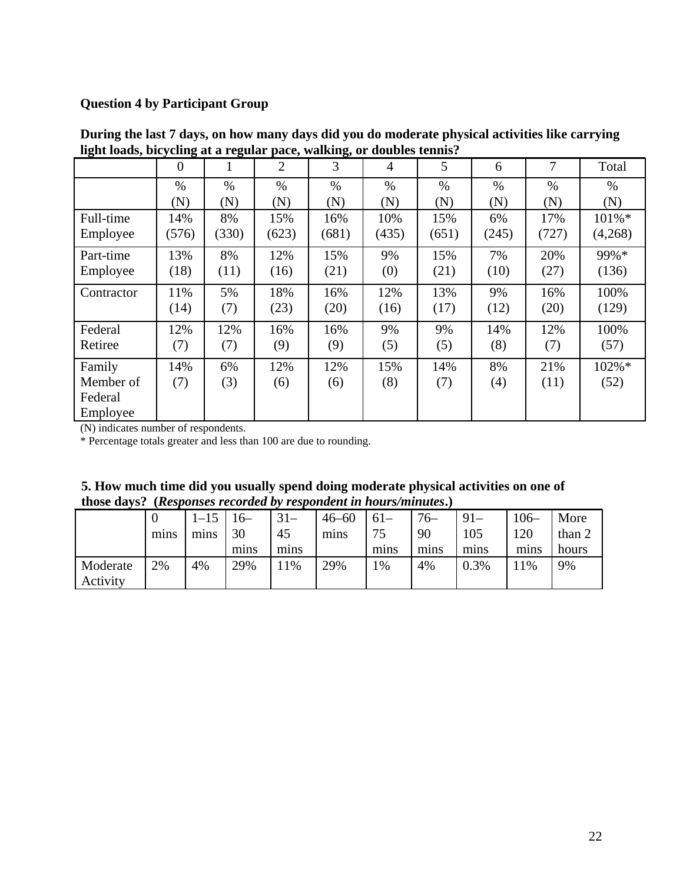**Question 4 by Participant Group**

**During the last 7 days, on how many days did you do moderate physical activities like carrying light loads, bicycling at a regular pace, walking, or doubles tennis?**

| | 0 | 1 | 2 | 3 | 4 | 5 | 6 | 7 | Total |
|---|---|---|---|---|---|---|---|---|---|
| | % (N) | % (N) | % (N) | % (N) | % (N) | % (N) | % (N) | % (N) | % (N) |
| Full-time Employee | 14% (576) | 8% (330) | 15% (623) | 16% (681) | 10% (435) | 15% (651) | 6% (245) | 17% (727) | 101%* (4,268) |
| Part-time Employee | 13% (18) | 8% (11) | 12% (16) | 15% (21) | 9% (0) | 15% (21) | 7% (10) | 20% (27) | 99%* (136) |
| Contractor | 11% (14) | 5% (7) | 18% (23) | 16% (20) | 12% (16) | 13% (17) | 9% (12) | 16% (20) | 100% (129) |
| Federal Retiree | 12% (7) | 12% (7) | 16% (9) | 16% (9) | 9% (5) | 9% (5) | 14% (8) | 12% (7) | 100% (57) |
| Family Member of Federal Employee | 14% (7) | 6% (3) | 12% (6) | 12% (6) | 15% (8) | 14% (7) | 8% (4) | 21% (11) | 102%* (52) |

(N) indicates number of respondents.

* Percentage totals greater and less than 100 are due to rounding.

**5. How much time did you usually spend doing moderate physical activities on one of those days? (*Responses recorded by respondent in hours/minutes*.)**

| | 0 mins | 1–15 mins | 16–30 mins | 31–45 mins | 46–60 mins | 61–75 mins | 76–90 mins | 91–105 mins | 106–120 mins | More than 2 hours |
|---|---|---|---|---|---|---|---|---|---|---|
| Moderate Activity | 2% | 4% | 29% | 11% | 29% | 1% | 4% | 0.3% | 11% | 9% |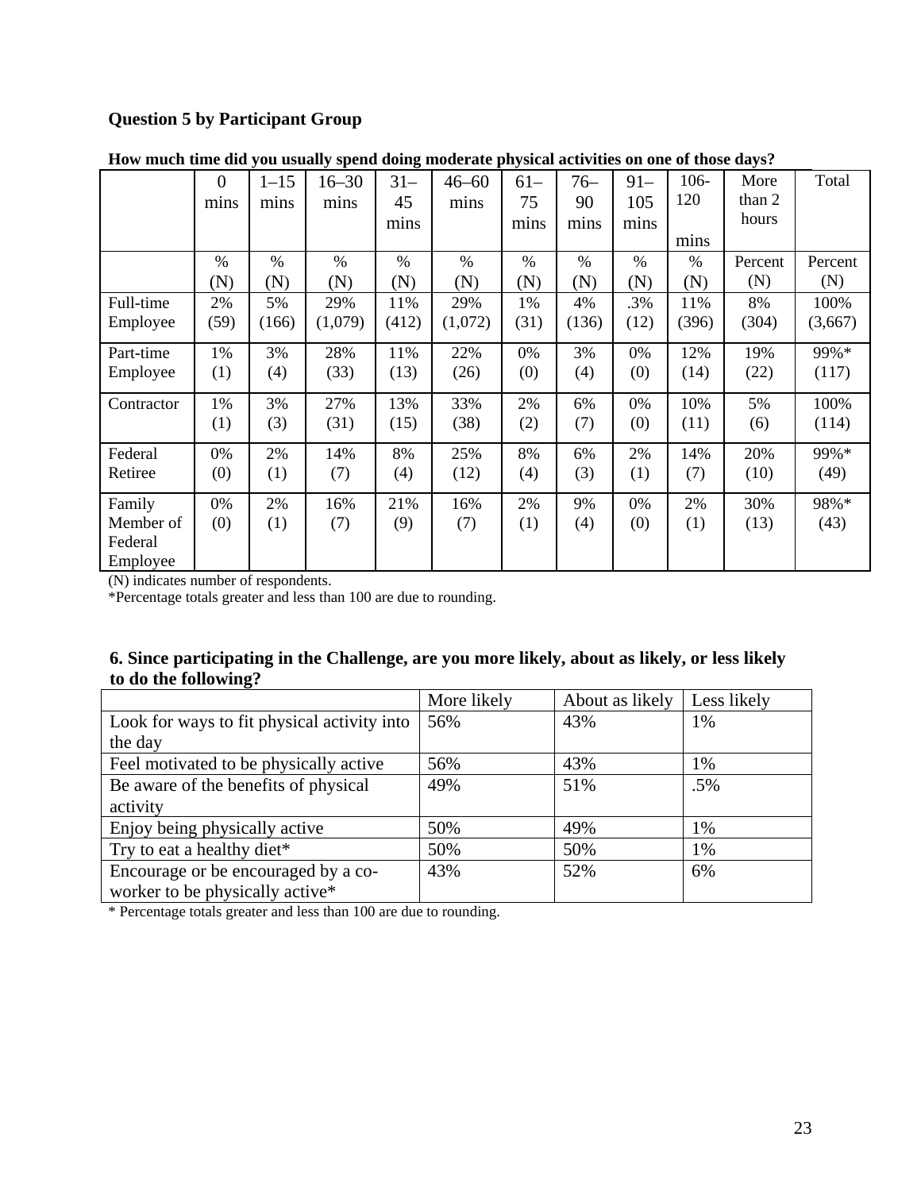**Question 5 by Participant Group**

**How much time did you usually spend doing moderate physical activities on one of those days?**

| | 0 mins | 1–15 mins | 16–30 mins | 31–45 mins | 46–60 mins | 61–75 mins | 76–90 mins | 91–105 mins | 106-120 mins | More than 2 hours | Total |
|---|---|---|---|---|---|---|---|---|---|---|---|
| | % (N) | % (N) | % (N) | % (N) | % (N) | % (N) | % (N) | % (N) | % (N) | Percent (N) | Percent (N) |
| Full-time Employee | 2% (59) | 5% (166) | 29% (1,079) | 11% (412) | 29% (1,072) | 1% (31) | 4% (136) | .3% (12) | 11% (396) | 8% (304) | 100% (3,667) |
| Part-time Employee | 1% (1) | 3% (4) | 28% (33) | 11% (13) | 22% (26) | 0% (0) | 3% (4) | 0% (0) | 12% (14) | 19% (22) | 99%* (117) |
| Contractor | 1% (1) | 3% (3) | 27% (31) | 13% (15) | 33% (38) | 2% (2) | 6% (7) | 0% (0) | 10% (11) | 5% (6) | 100% (114) |
| Federal Retiree | 0% (0) | 2% (1) | 14% (7) | 8% (4) | 25% (12) | 8% (4) | 6% (3) | 2% (1) | 14% (7) | 20% (10) | 99%* (49) |
| Family Member of Federal Employee | 0% (0) | 2% (1) | 16% (7) | 21% (9) | 16% (7) | 2% (1) | 9% (4) | 0% (0) | 2% (1) | 30% (13) | 98%* (43) |

(N) indicates number of respondents.
*Percentage totals greater and less than 100 are due to rounding.

**6. Since participating in the Challenge, are you more likely, about as likely, or less likely to do the following?**

| | More likely | About as likely | Less likely |
|---|---|---|---|
| Look for ways to fit physical activity into the day | 56% | 43% | 1% |
| Feel motivated to be physically active | 56% | 43% | 1% |
| Be aware of the benefits of physical activity | 49% | 51% | .5% |
| Enjoy being physically active | 50% | 49% | 1% |
| Try to eat a healthy diet* | 50% | 50% | 1% |
| Encourage or be encouraged by a co-worker to be physically active* | 43% | 52% | 6% |

* Percentage totals greater and less than 100 are due to rounding.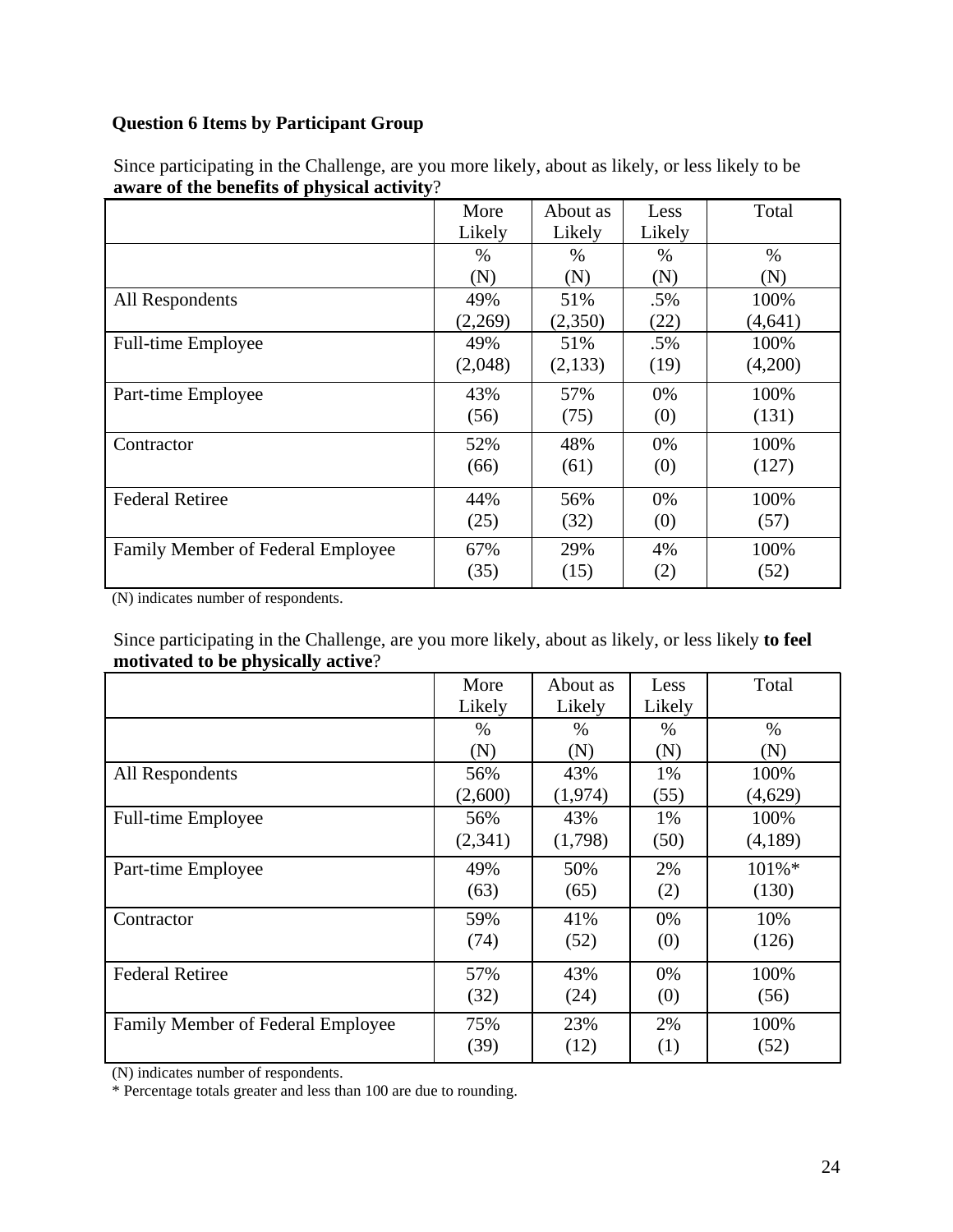**Question 6 Items by Participant Group**

Since participating in the Challenge, are you more likely, about as likely, or less likely to be **aware of the benefits of physical activity**?

| | More Likely | About as Likely | Less Likely | Total |
|---|---|---|---|---|
| | % (N) | % (N) | % (N) | % (N) |
| All Respondents | 49% (2,269) | 51% (2,350) | .5% (22) | 100% (4,641) |
| Full-time Employee | 49% (2,048) | 51% (2,133) | .5% (19) | 100% (4,200) |
| Part-time Employee | 43% (56) | 57% (75) | 0% (0) | 100% (131) |
| Contractor | 52% (66) | 48% (61) | 0% (0) | 100% (127) |
| Federal Retiree | 44% (25) | 56% (32) | 0% (0) | 100% (57) |
| Family Member of Federal Employee | 67% (35) | 29% (15) | 4% (2) | 100% (52) |

(N) indicates number of respondents.

Since participating in the Challenge, are you more likely, about as likely, or less likely **to feel motivated to be physically active**?

| | More Likely | About as Likely | Less Likely | Total |
|---|---|---|---|---|
| | % (N) | % (N) | % (N) | % (N) |
| All Respondents | 56% (2,600) | 43% (1,974) | 1% (55) | 100% (4,629) |
| Full-time Employee | 56% (2,341) | 43% (1,798) | 1% (50) | 100% (4,189) |
| Part-time Employee | 49% (63) | 50% (65) | 2% (2) | 101%* (130) |
| Contractor | 59% (74) | 41% (52) | 0% (0) | 10% (126) |
| Federal Retiree | 57% (32) | 43% (24) | 0% (0) | 100% (56) |
| Family Member of Federal Employee | 75% (39) | 23% (12) | 2% (1) | 100% (52) |

(N) indicates number of respondents.

\* Percentage totals greater and less than 100 are due to rounding.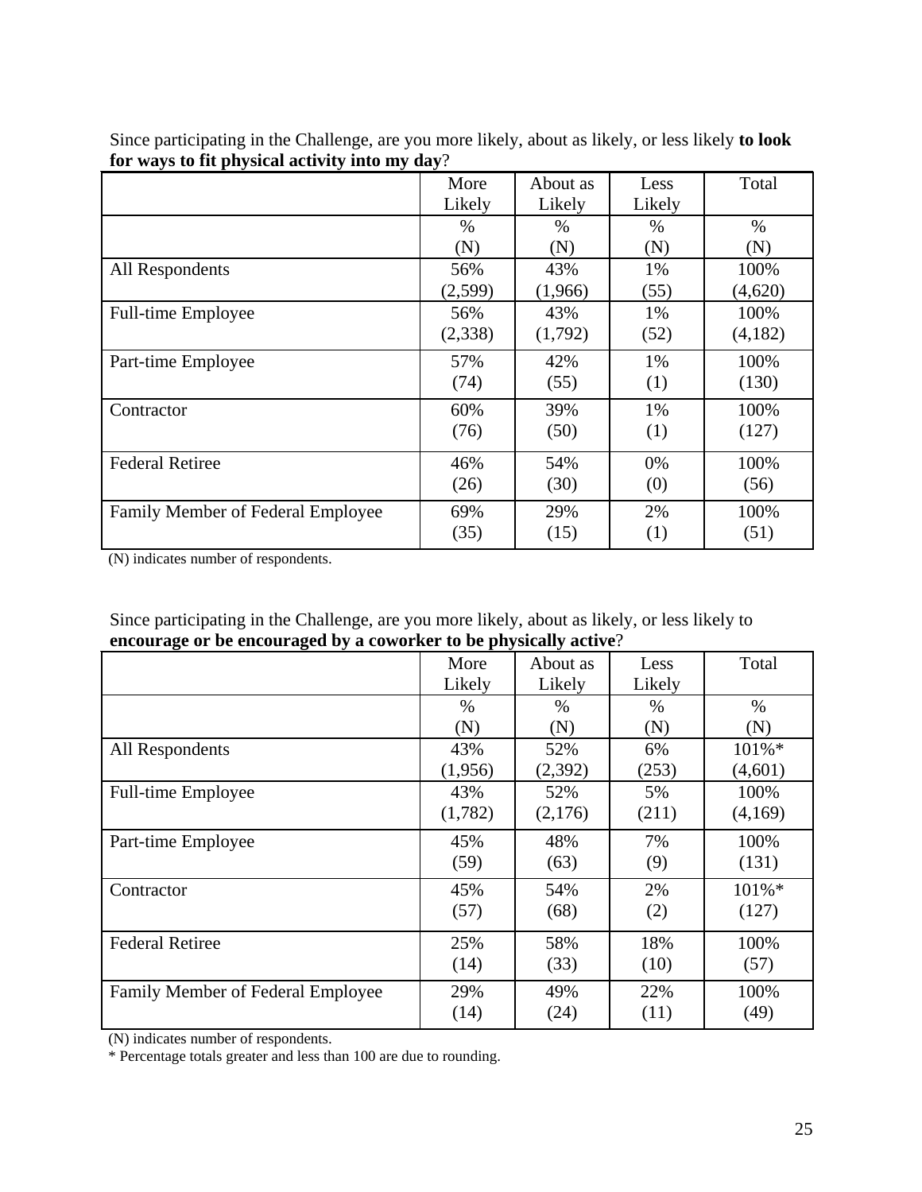Since participating in the Challenge, are you more likely, about as likely, or less likely **to look for ways to fit physical activity into my day**?

| | More Likely | About as Likely | Less Likely | Total |
|---|---|---|---|---|
| | % (N) | % (N) | % (N) | % (N) |
| All Respondents | 56% (2,599) | 43% (1,966) | 1% (55) | 100% (4,620) |
| Full-time Employee | 56% (2,338) | 43% (1,792) | 1% (52) | 100% (4,182) |
| Part-time Employee | 57% (74) | 42% (55) | 1% (1) | 100% (130) |
| Contractor | 60% (76) | 39% (50) | 1% (1) | 100% (127) |
| Federal Retiree | 46% (26) | 54% (30) | 0% (0) | 100% (56) |
| Family Member of Federal Employee | 69% (35) | 29% (15) | 2% (1) | 100% (51) |

(N) indicates number of respondents.

Since participating in the Challenge, are you more likely, about as likely, or less likely to **encourage or be encouraged by a coworker to be physically active**?

| | More Likely | About as Likely | Less Likely | Total |
|---|---|---|---|---|
| | % (N) | % (N) | % (N) | % (N) |
| All Respondents | 43% (1,956) | 52% (2,392) | 6% (253) | 101%* (4,601) |
| Full-time Employee | 43% (1,782) | 52% (2,176) | 5% (211) | 100% (4,169) |
| Part-time Employee | 45% (59) | 48% (63) | 7% (9) | 100% (131) |
| Contractor | 45% (57) | 54% (68) | 2% (2) | 101%* (127) |
| Federal Retiree | 25% (14) | 58% (33) | 18% (10) | 100% (57) |
| Family Member of Federal Employee | 29% (14) | 49% (24) | 22% (11) | 100% (49) |

(N) indicates number of respondents.

* Percentage totals greater and less than 100 are due to rounding.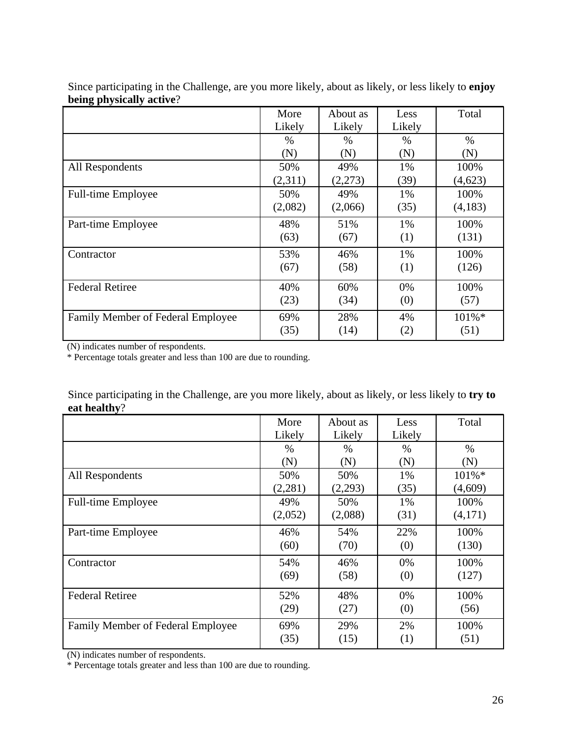Since participating in the Challenge, are you more likely, about as likely, or less likely to **enjoy being physically active**?

| | More Likely | About as Likely | Less Likely | Total |
|---|---|---|---|---|
| | % (N) | % (N) | % (N) | % (N) |
| All Respondents | 50% (2,311) | 49% (2,273) | 1% (39) | 100% (4,623) |
| Full-time Employee | 50% (2,082) | 49% (2,066) | 1% (35) | 100% (4,183) |
| Part-time Employee | 48% (63) | 51% (67) | 1% (1) | 100% (131) |
| Contractor | 53% (67) | 46% (58) | 1% (1) | 100% (126) |
| Federal Retiree | 40% (23) | 60% (34) | 0% (0) | 100% (57) |
| Family Member of Federal Employee | 69% (35) | 28% (14) | 4% (2) | 101%* (51) |

(N) indicates number of respondents.
* Percentage totals greater and less than 100 are due to rounding.

Since participating in the Challenge, are you more likely, about as likely, or less likely to **try to eat healthy**?

| | More Likely | About as Likely | Less Likely | Total |
|---|---|---|---|---|
| | % (N) | % (N) | % (N) | % (N) |
| All Respondents | 50% (2,281) | 50% (2,293) | 1% (35) | 101%* (4,609) |
| Full-time Employee | 49% (2,052) | 50% (2,088) | 1% (31) | 100% (4,171) |
| Part-time Employee | 46% (60) | 54% (70) | 22% (0) | 100% (130) |
| Contractor | 54% (69) | 46% (58) | 0% (0) | 100% (127) |
| Federal Retiree | 52% (29) | 48% (27) | 0% (0) | 100% (56) |
| Family Member of Federal Employee | 69% (35) | 29% (15) | 2% (1) | 100% (51) |

(N) indicates number of respondents.
* Percentage totals greater and less than 100 are due to rounding.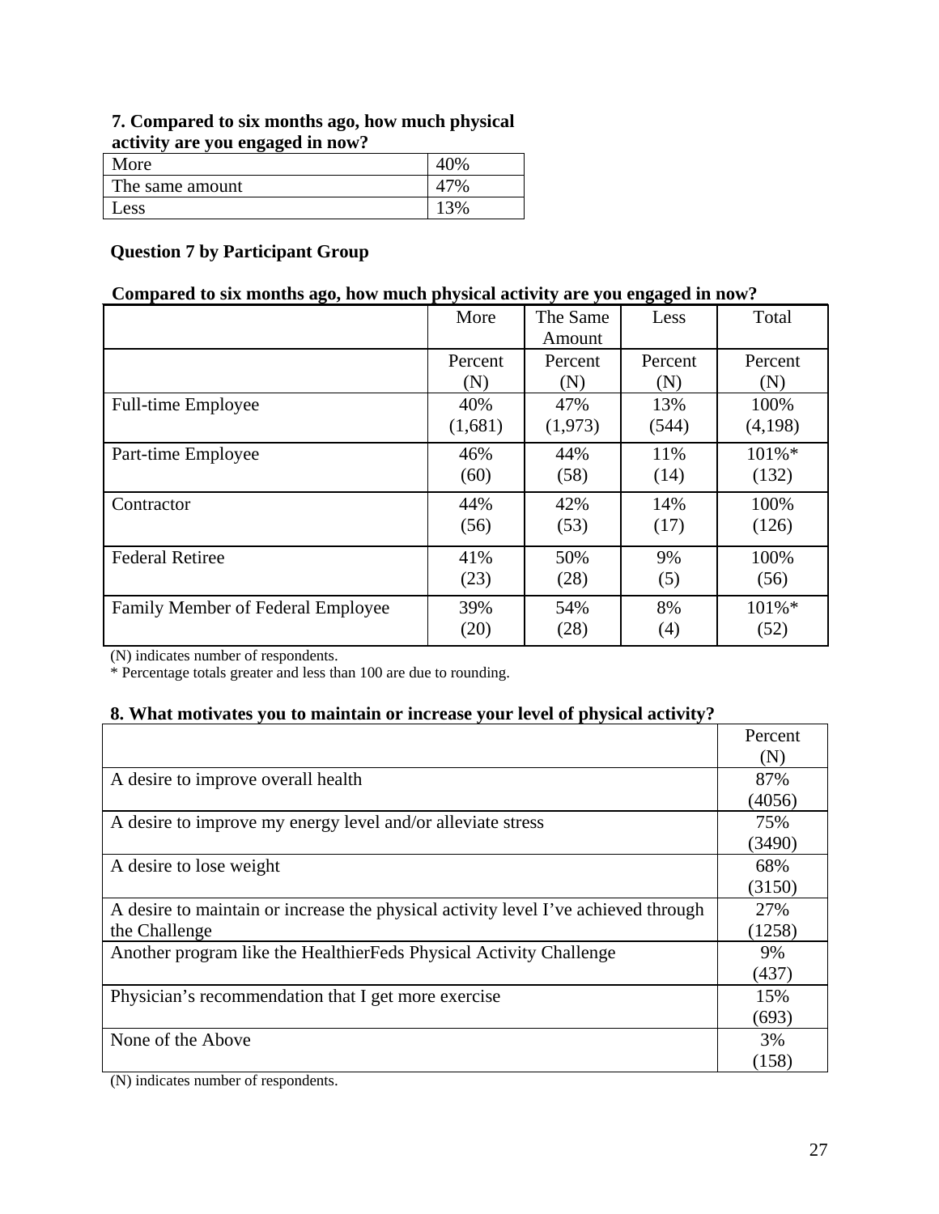**7. Compared to six months ago, how much physical activity are you engaged in now?**

| | |
|---|---|
| More | 40% |
| The same amount | 47% |
| Less | 13% |

**Question 7 by Participant Group**

**Compared to six months ago, how much physical activity are you engaged in now?**

| | More | The Same Amount | Less | Total |
|---|---|---|---|---|
| | Percent (N) | Percent (N) | Percent (N) | Percent (N) |
| Full-time Employee | 40% (1,681) | 47% (1,973) | 13% (544) | 100% (4,198) |
| Part-time Employee | 46% (60) | 44% (58) | 11% (14) | 101%* (132) |
| Contractor | 44% (56) | 42% (53) | 14% (17) | 100% (126) |
| Federal Retiree | 41% (23) | 50% (28) | 9% (5) | 100% (56) |
| Family Member of Federal Employee | 39% (20) | 54% (28) | 8% (4) | 101%* (52) |

(N) indicates number of respondents.
* Percentage totals greater and less than 100 are due to rounding.

**8. What motivates you to maintain or increase your level of physical activity?**

| | Percent (N) |
|---|---|
| A desire to improve overall health | 87% (4056) |
| A desire to improve my energy level and/or alleviate stress | 75% (3490) |
| A desire to lose weight | 68% (3150) |
| A desire to maintain or increase the physical activity level I've achieved through the Challenge | 27% (1258) |
| Another program like the HealthierFeds Physical Activity Challenge | 9% (437) |
| Physician's recommendation that I get more exercise | 15% (693) |
| None of the Above | 3% (158) |

(N) indicates number of respondents.